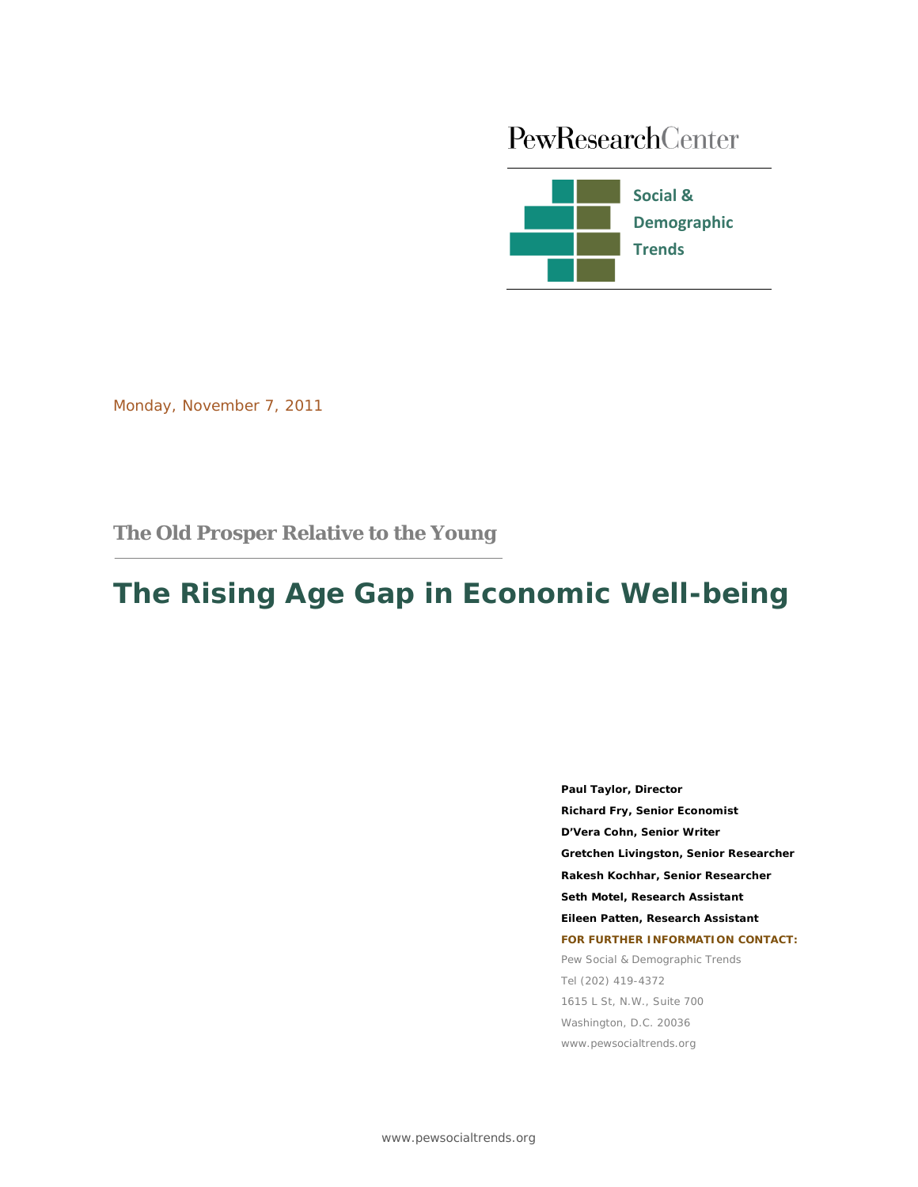PewResearchCenter

Social & Demographic Trends

Monday, November 7, 2011

## The Old Prosper Relative to the Young

# The Rising Age Gap in Economic Well-being

**Paul Taylor, Director**

**Richard Fry, Senior Economist**

**D'Vera Cohn, Senior Writer**

**Gretchen Livingston, Senior Researcher**

**Rakesh Kochhar, Senior Researcher**

**Seth Motel, Research Assistant**

**Eileen Patten, Research Assistant**

**FOR FURTHER INFORMATION CONTACT:**

Pew Social & Demographic Trends

Tel (202) 419-4372

1615 L St, N.W., Suite 700

Washington, D.C. 20036

www.pewsocialtrends.org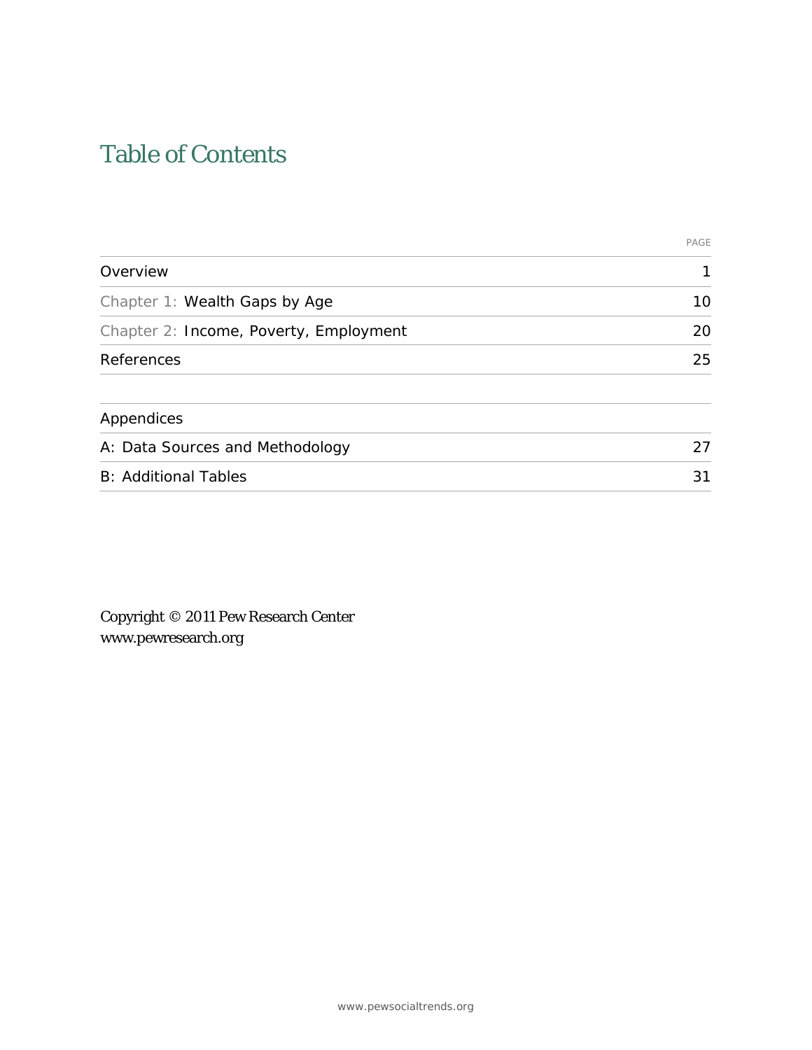# Table of Contents

| | PAGE |
|---|---|
| Overview | 1 |
| Chapter 1: Wealth Gaps by Age | 10 |
| Chapter 2: Income, Poverty, Employment | 20 |
| References | 25 |

| Appendices | |
|---|---|
| A: Data Sources and Methodology | 27 |
| B: Additional Tables | 31 |

Copyright © 2011 Pew Research Center
www.pewresearch.org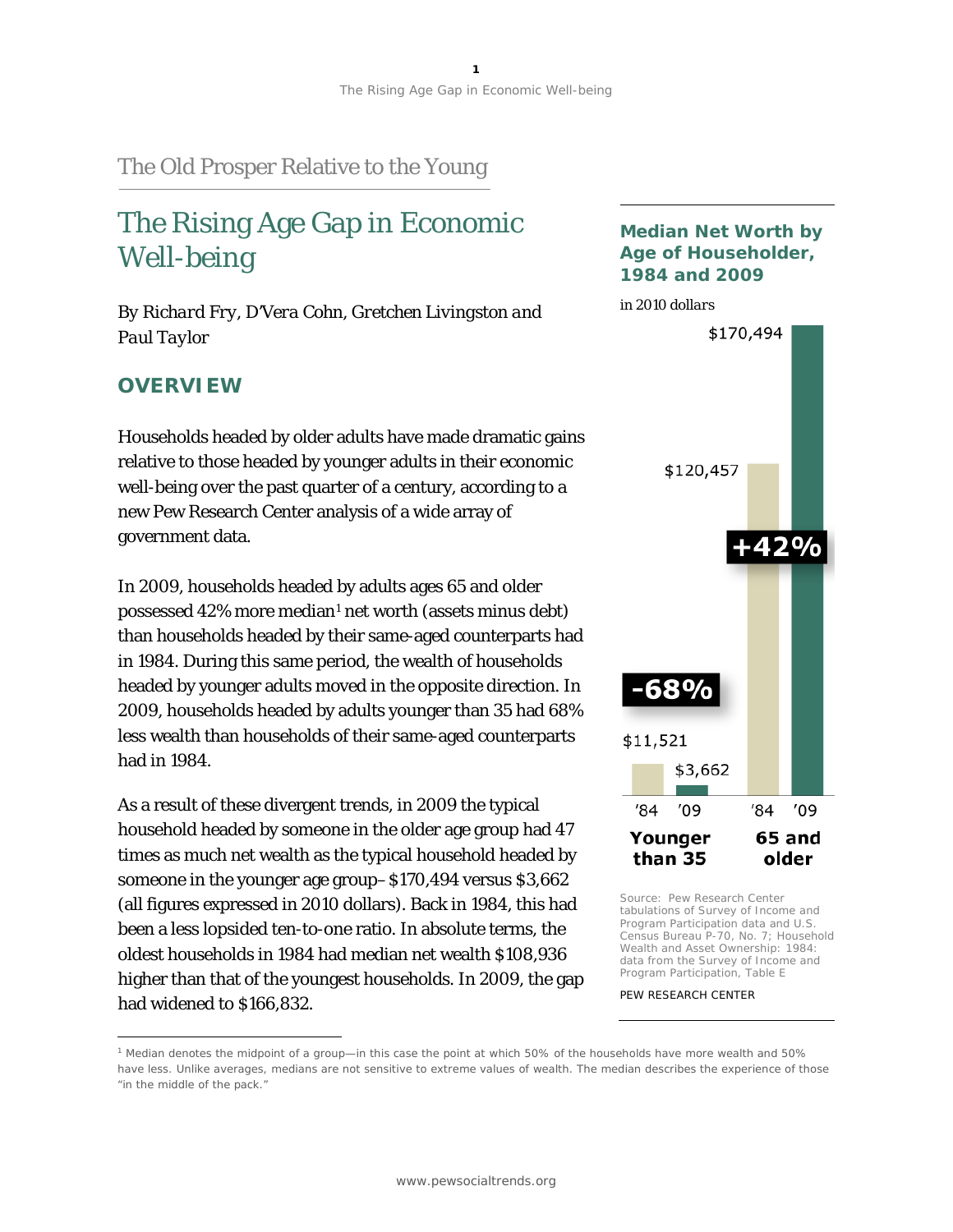The Old Prosper Relative to the Young

# The Rising Age Gap in Economic Well-being

*By Richard Fry, D'Vera Cohn, Gretchen Livingston and Paul Taylor*

## OVERVIEW

Households headed by older adults have made dramatic gains relative to those headed by younger adults in their economic well-being over the past quarter of a century, according to a new Pew Research Center analysis of a wide array of government data.

In 2009, households headed by adults ages 65 and older possessed 42% more median[1] net worth (assets minus debt) than households headed by their same-aged counterparts had in 1984. During this same period, the wealth of households headed by younger adults moved in the opposite direction. In 2009, households headed by adults younger than 35 had 68% less wealth than households of their same-aged counterparts had in 1984.

As a result of these divergent trends, in 2009 the typical household headed by someone in the older age group had 47 times as much net wealth as the typical household headed by someone in the younger age group– $170,494 versus $3,662 (all figures expressed in 2010 dollars). Back in 1984, this had been a less lopsided ten-to-one ratio. In absolute terms, the oldest households in 1984 had median net wealth $108,936 higher than that of the youngest households. In 2009, the gap had widened to $166,832.

**Median Net Worth by Age of Householder, 1984 and 2009**

*in 2010 dollars*

| | '84 | '09 | Change |
|---|---|---|---|
| Younger than 35 | $11,521 | $3,662 | -68% |
| 65 and older | $120,457 | $170,494 | +42% |

Source: Pew Research Center tabulations of Survey of Income and Program Participation data and U.S. Census Bureau P-70, No. 7; Household Wealth and Asset Ownership: 1984: data from the Survey of Income and Program Participation, Table E

PEW RESEARCH CENTER

[1] Median denotes the midpoint of a group—in this case the point at which 50% of the households have more wealth and 50% have less. Unlike averages, medians are not sensitive to extreme values of wealth. The median describes the experience of those "in the middle of the pack."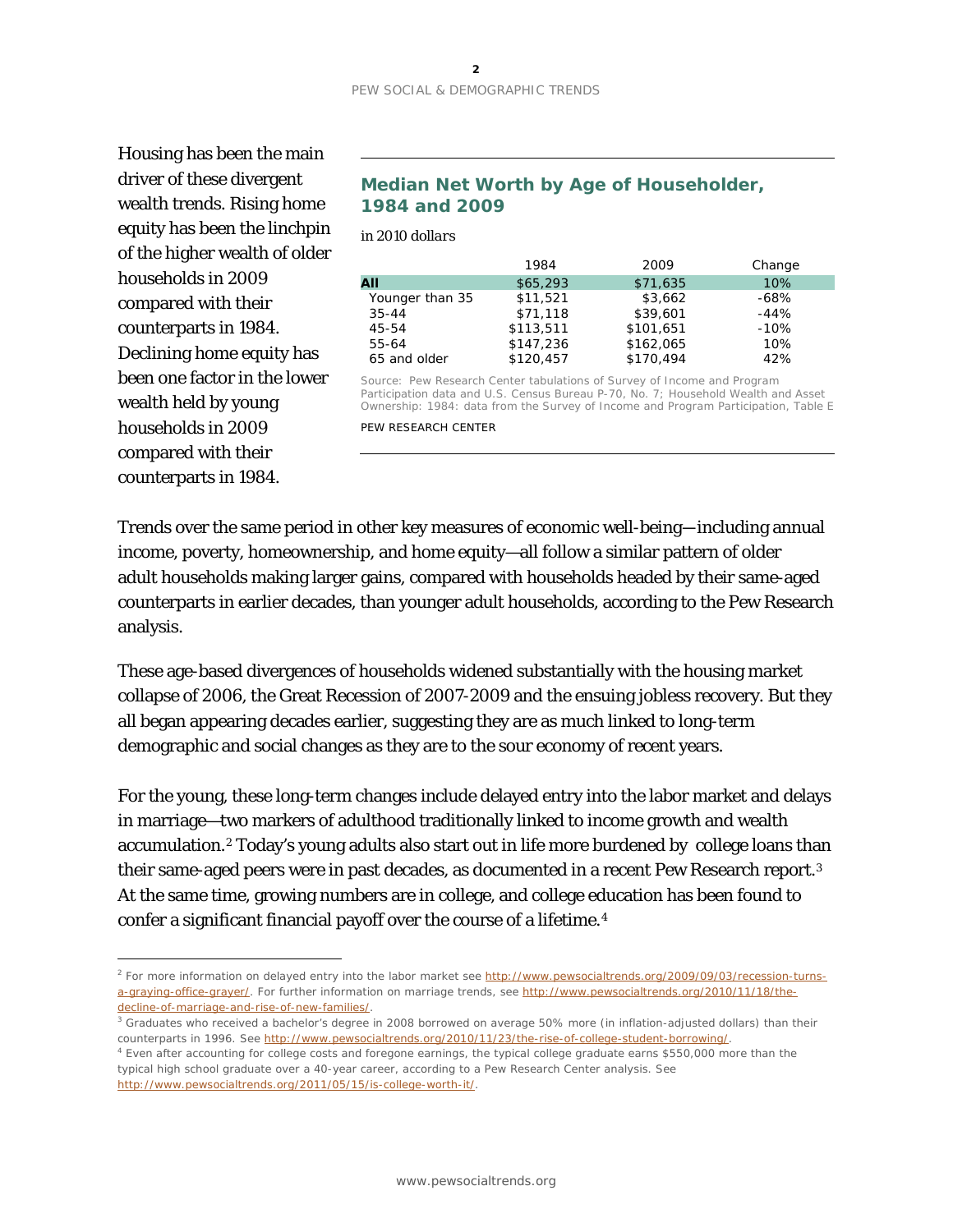Housing has been the main driver of these divergent wealth trends. Rising home equity has been the linchpin of the higher wealth of older households in 2009 compared with their counterparts in 1984. Declining home equity has been one factor in the lower wealth held by young households in 2009 compared with their counterparts in 1984.

### Median Net Worth by Age of Householder, 1984 and 2009

*in 2010 dollars*

| | 1984 | 2009 | Change |
|---|---|---|---|
| **All** | $65,293 | $71,635 | 10% |
| Younger than 35 | $11,521 | $3,662 | -68% |
| 35-44 | $71,118 | $39,601 | -44% |
| 45-54 | $113,511 | $101,651 | -10% |
| 55-64 | $147,236 | $162,065 | 10% |
| 65 and older | $120,457 | $170,494 | 42% |

Source: Pew Research Center tabulations of Survey of Income and Program Participation data and U.S. Census Bureau P-70, No. 7; Household Wealth and Asset Ownership: 1984: data from the Survey of Income and Program Participation, Table E

PEW RESEARCH CENTER

Trends over the same period in other key measures of economic well-being—including annual income, poverty, homeownership, and home equity—all follow a similar pattern of older adult households making larger gains, compared with households headed by their same-aged counterparts in earlier decades, than younger adult households, according to the Pew Research analysis.

These age-based divergences of households widened substantially with the housing market collapse of 2006, the Great Recession of 2007-2009 and the ensuing jobless recovery. But they all began appearing decades earlier, suggesting they are as much linked to long-term demographic and social changes as they are to the sour economy of recent years.

For the young, these long-term changes include delayed entry into the labor market and delays in marriage—two markers of adulthood traditionally linked to income growth and wealth accumulation.[2] Today's young adults also start out in life more burdened by college loans than their same-aged peers were in past decades, as documented in a recent Pew Research report.[3] At the same time, growing numbers are in college, and college education has been found to confer a significant financial payoff over the course of a lifetime.[4]

---

[2] For more information on delayed entry into the labor market see http://www.pewsocialtrends.org/2009/09/03/recession-turns-a-graying-office-grayer/. For further information on marriage trends, see http://www.pewsocialtrends.org/2010/11/18/the-decline-of-marriage-and-rise-of-new-families/.

[3] Graduates who received a bachelor's degree in 2008 borrowed on average 50% more (in inflation-adjusted dollars) than their counterparts in 1996. See http://www.pewsocialtrends.org/2010/11/23/the-rise-of-college-student-borrowing/.

[4] Even after accounting for college costs and foregone earnings, the typical college graduate earns $550,000 more than the typical high school graduate over a 40-year career, according to a Pew Research Center analysis. See http://www.pewsocialtrends.org/2011/05/15/is-college-worth-it/.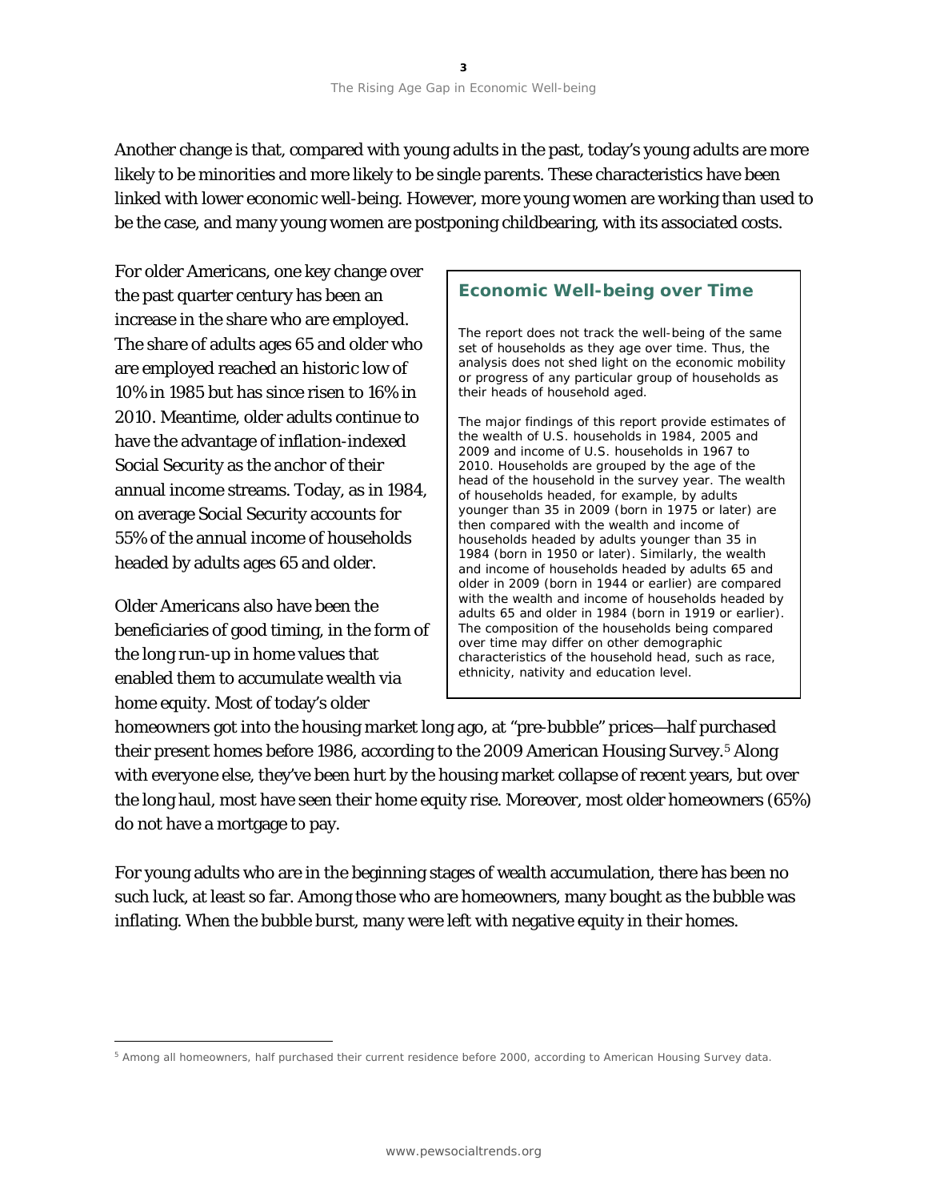Another change is that, compared with young adults in the past, today's young adults are more likely to be minorities and more likely to be single parents. These characteristics have been linked with lower economic well-being. However, more young women are working than used to be the case, and many young women are postponing childbearing, with its associated costs.

For older Americans, one key change over the past quarter century has been an increase in the share who are employed. The share of adults ages 65 and older who are employed reached an historic low of 10% in 1985 but has since risen to 16% in 2010. Meantime, older adults continue to have the advantage of inflation-indexed Social Security as the anchor of their annual income streams. Today, as in 1984, on average Social Security accounts for 55% of the annual income of households headed by adults ages 65 and older.

Older Americans also have been the beneficiaries of good timing, in the form of the long run-up in home values that enabled them to accumulate wealth via home equity. Most of today's older homeowners got into the housing market long ago, at "pre-bubble" prices—half purchased their present homes before 1986, according to the 2009 American Housing Survey.[5] Along with everyone else, they've been hurt by the housing market collapse of recent years, but over the long haul, most have seen their home equity rise. Moreover, most older homeowners (65%) do not have a mortgage to pay.

### Economic Well-being over Time

The report does not track the well-being of the same set of households as they age over time. Thus, the analysis does not shed light on the economic mobility or progress of any particular group of households as their heads of household aged.

The major findings of this report provide estimates of the wealth of U.S. households in 1984, 2005 and 2009 and income of U.S. households in 1967 to 2010. Households are grouped by the age of the head of the household in the survey year. The wealth of households headed, for example, by adults younger than 35 in 2009 (born in 1975 or later) are then compared with the wealth and income of households headed by adults younger than 35 in 1984 (born in 1950 or later). Similarly, the wealth and income of households headed by adults 65 and older in 2009 (born in 1944 or earlier) are compared with the wealth and income of households headed by adults 65 and older in 1984 (born in 1919 or earlier). The composition of the households being compared over time may differ on other demographic characteristics of the household head, such as race, ethnicity, nativity and education level.

For young adults who are in the beginning stages of wealth accumulation, there has been no such luck, at least so far. Among those who are homeowners, many bought as the bubble was inflating. When the bubble burst, many were left with negative equity in their homes.

[5] Among all homeowners, half purchased their current residence before 2000, according to American Housing Survey data.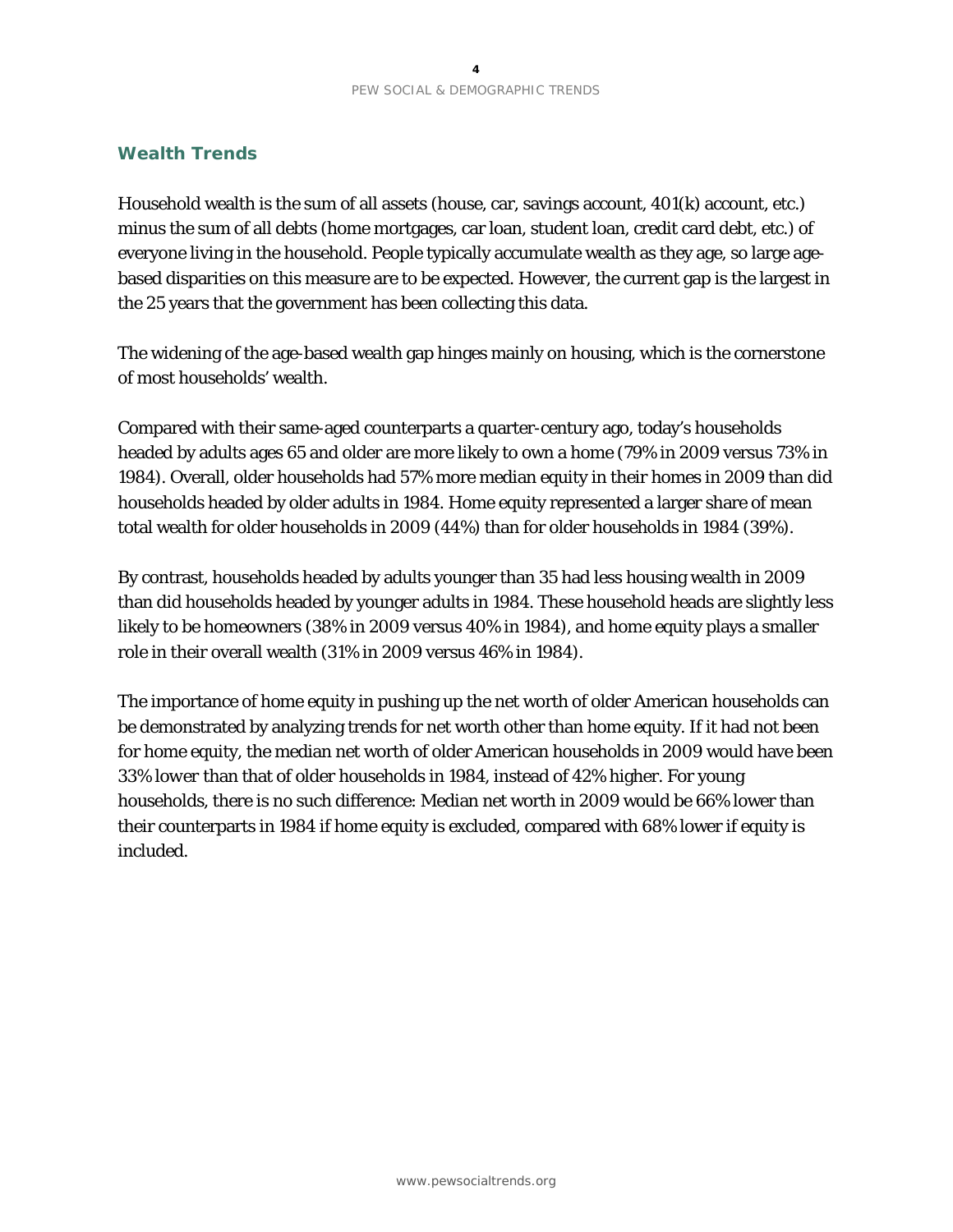## Wealth Trends

Household wealth is the sum of all assets (house, car, savings account, 401(k) account, etc.) minus the sum of all debts (home mortgages, car loan, student loan, credit card debt, etc.) of everyone living in the household. People typically accumulate wealth as they age, so large age-based disparities on this measure are to be expected. However, the current gap is the largest in the 25 years that the government has been collecting this data.

The widening of the age-based wealth gap hinges mainly on housing, which is the cornerstone of most households' wealth.

Compared with their same-aged counterparts a quarter-century ago, today's households headed by adults ages 65 and older are more likely to own a home (79% in 2009 versus 73% in 1984). Overall, older households had 57% more median equity in their homes in 2009 than did households headed by older adults in 1984. Home equity represented a larger share of mean total wealth for older households in 2009 (44%) than for older households in 1984 (39%).

By contrast, households headed by adults younger than 35 had less housing wealth in 2009 than did households headed by younger adults in 1984. These household heads are slightly less likely to be homeowners (38% in 2009 versus 40% in 1984), and home equity plays a smaller role in their overall wealth (31% in 2009 versus 46% in 1984).

The importance of home equity in pushing up the net worth of older American households can be demonstrated by analyzing trends for net worth other than home equity. If it had not been for home equity, the median net worth of older American households in 2009 would have been 33% lower than that of older households in 1984, instead of 42% higher. For young households, there is no such difference: Median net worth in 2009 would be 66% lower than their counterparts in 1984 if home equity is excluded, compared with 68% lower if equity is included.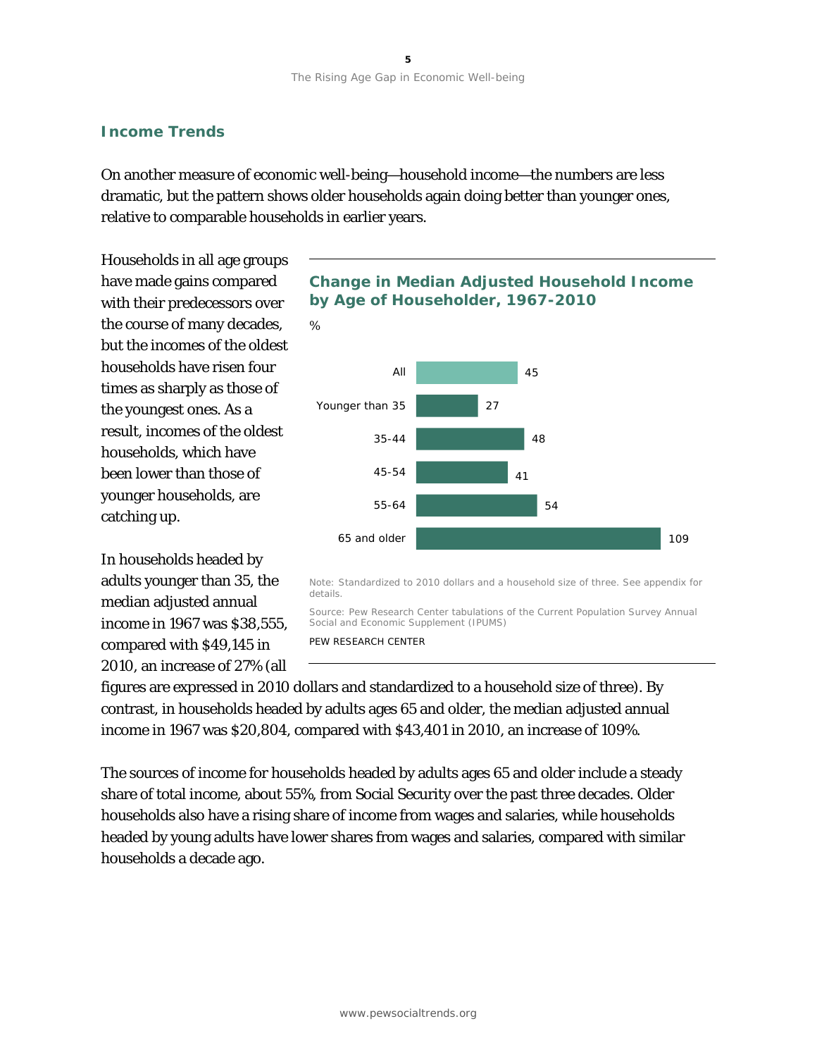## Income Trends

On another measure of economic well-being—household income—the numbers are less dramatic, but the pattern shows older households again doing better than younger ones, relative to comparable households in earlier years.

Households in all age groups have made gains compared with their predecessors over the course of many decades, but the incomes of the oldest households have risen four times as sharply as those of the youngest ones. As a result, incomes of the oldest households, which have been lower than those of younger households, are catching up.

**Change in Median Adjusted Household Income by Age of Householder, 1967-2010**

%

| Age of householder | % |
|---|---|
| All | 45 |
| Younger than 35 | 27 |
| 35-44 | 48 |
| 45-54 | 41 |
| 55-64 | 54 |
| 65 and older | 109 |

Note: Standardized to 2010 dollars and a household size of three. See appendix for details.

Source: Pew Research Center tabulations of the Current Population Survey Annual Social and Economic Supplement (IPUMS)

PEW RESEARCH CENTER

In households headed by adults younger than 35, the median adjusted annual income in 1967 was $38,555, compared with $49,145 in 2010, an increase of 27% (all figures are expressed in 2010 dollars and standardized to a household size of three). By contrast, in households headed by adults ages 65 and older, the median adjusted annual income in 1967 was $20,804, compared with $43,401 in 2010, an increase of 109%.

The sources of income for households headed by adults ages 65 and older include a steady share of total income, about 55%, from Social Security over the past three decades. Older households also have a rising share of income from wages and salaries, while households headed by young adults have lower shares from wages and salaries, compared with similar households a decade ago.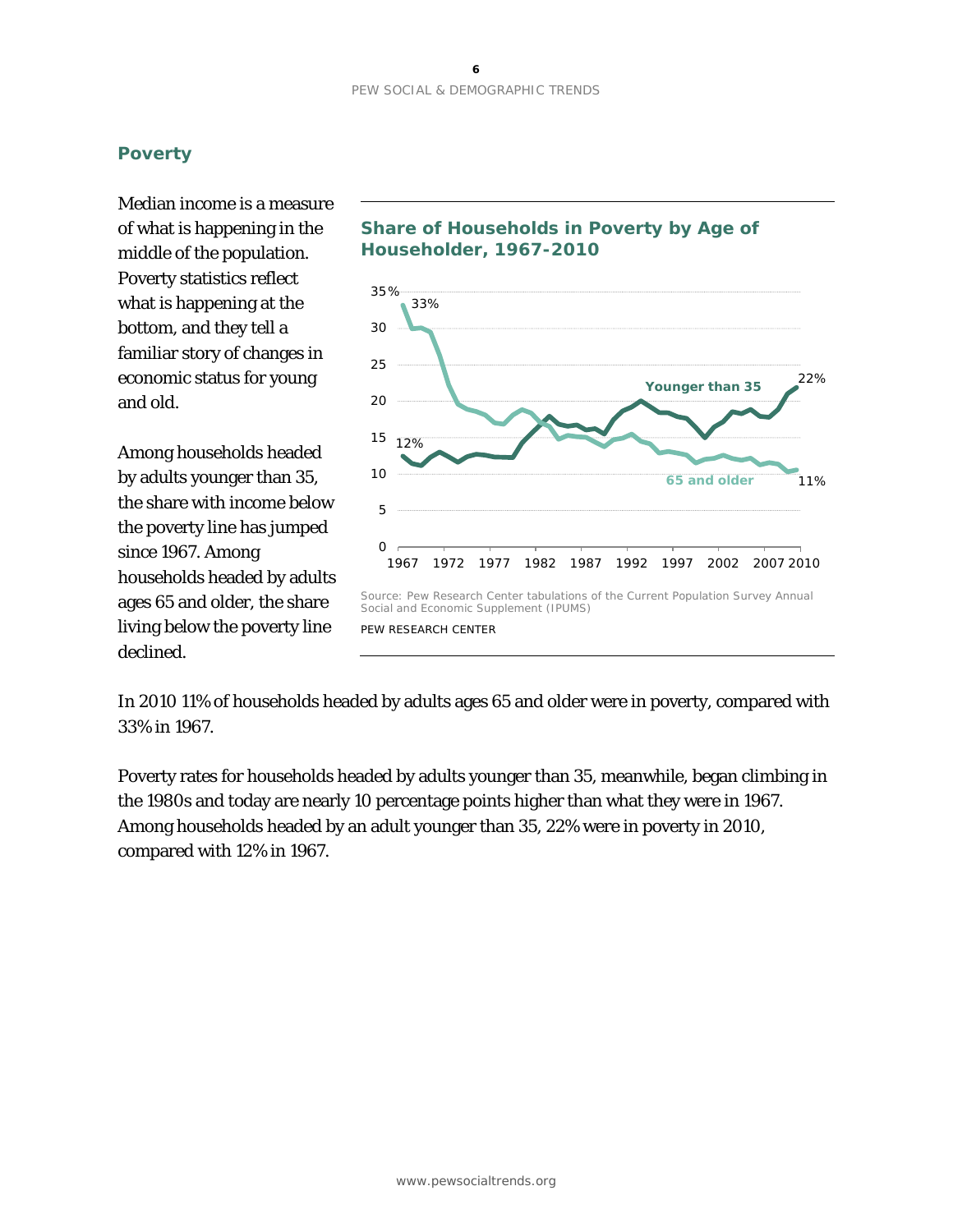## Poverty

Median income is a measure of what is happening in the middle of the population. Poverty statistics reflect what is happening at the bottom, and they tell a familiar story of changes in economic status for young and old.

Among households headed by adults younger than 35, the share with income below the poverty line has jumped since 1967. Among households headed by adults ages 65 and older, the share living below the poverty line declined.

**Share of Households in Poverty by Age of Householder, 1967-2010**

Source: Pew Research Center tabulations of the Current Population Survey Annual Social and Economic Supplement (IPUMS)

PEW RESEARCH CENTER

In 2010 11% of households headed by adults ages 65 and older were in poverty, compared with 33% in 1967.

Poverty rates for households headed by adults younger than 35, meanwhile, began climbing in the 1980s and today are nearly 10 percentage points higher than what they were in 1967. Among households headed by an adult younger than 35, 22% were in poverty in 2010, compared with 12% in 1967.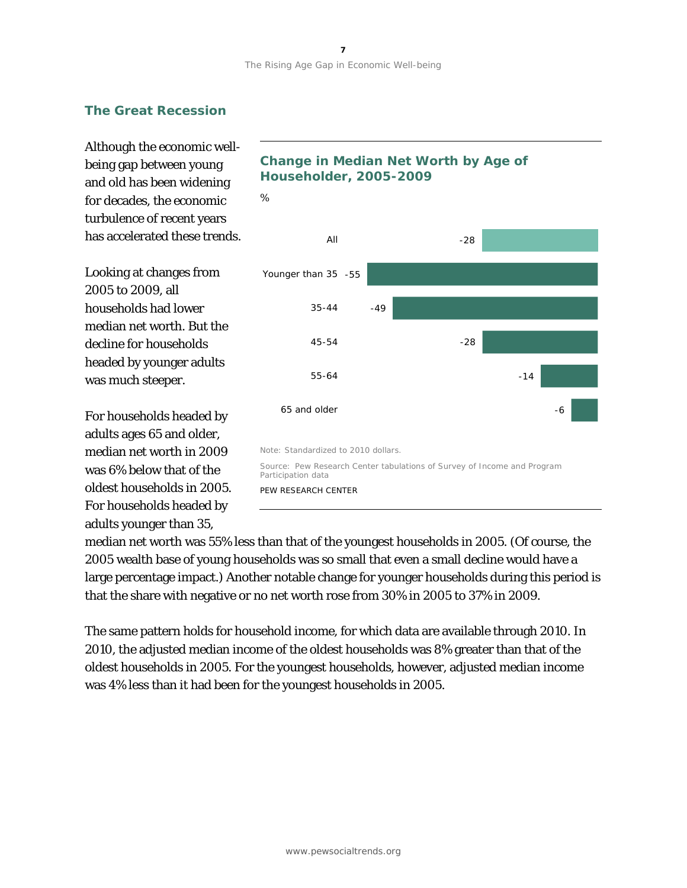## The Great Recession

Although the economic well-being gap between young and old has been widening for decades, the economic turbulence of recent years has accelerated these trends.

Looking at changes from 2005 to 2009, all households had lower median net worth. But the decline for households headed by younger adults was much steeper.

For households headed by adults ages 65 and older, median net worth in 2009 was 6% below that of the oldest households in 2005. For households headed by adults younger than 35, median net worth was 55% less than that of the youngest households in 2005. (Of course, the 2005 wealth base of young households was so small that even a small decline would have a large percentage impact.) Another notable change for younger households during this period is that the share with negative or no net worth rose from 30% in 2005 to 37% in 2009.

**Change in Median Net Worth by Age of Householder, 2005-2009**

%

| | |
|---|---|
| All | -28 |
| Younger than 35 | -55 |
| 35-44 | -49 |
| 45-54 | -28 |
| 55-64 | -14 |
| 65 and older | -6 |

Note: Standardized to 2010 dollars.

Source: Pew Research Center tabulations of Survey of Income and Program Participation data

PEW RESEARCH CENTER

The same pattern holds for household income, for which data are available through 2010. In 2010, the adjusted median income of the oldest households was 8% greater than that of the oldest households in 2005. For the youngest households, however, adjusted median income was 4% less than it had been for the youngest households in 2005.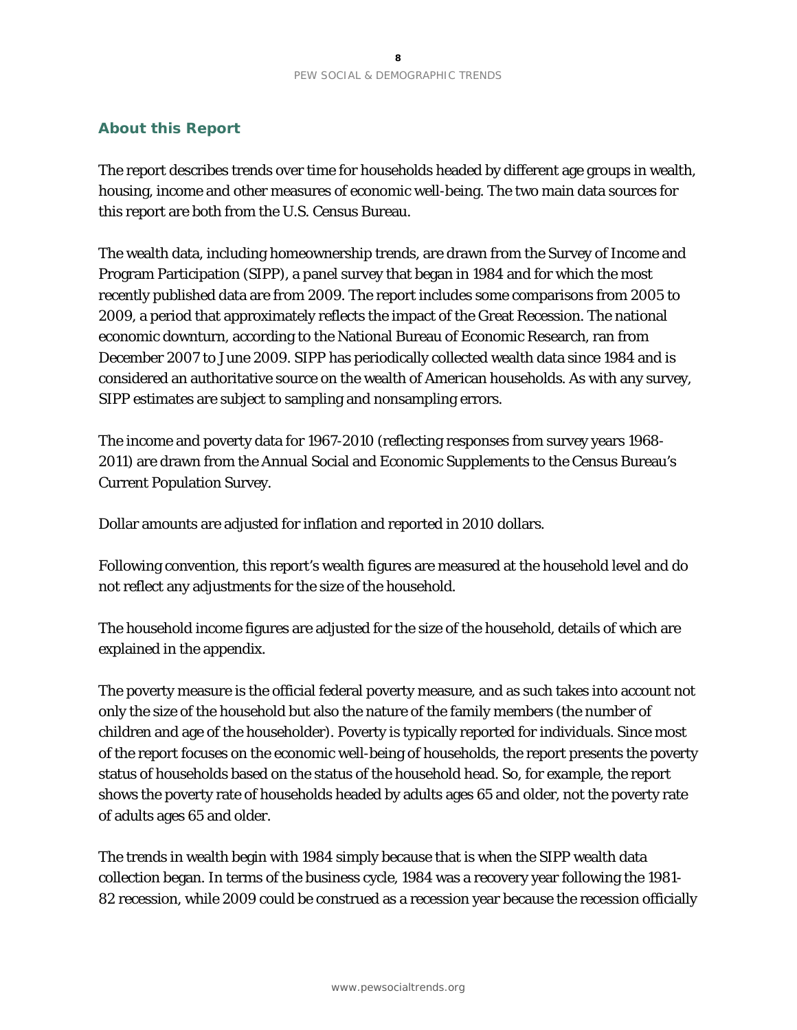## About this Report

The report describes trends over time for households headed by different age groups in wealth, housing, income and other measures of economic well-being. The two main data sources for this report are both from the U.S. Census Bureau.

The wealth data, including homeownership trends, are drawn from the Survey of Income and Program Participation (SIPP), a panel survey that began in 1984 and for which the most recently published data are from 2009. The report includes some comparisons from 2005 to 2009, a period that approximately reflects the impact of the Great Recession. The national economic downturn, according to the National Bureau of Economic Research, ran from December 2007 to June 2009. SIPP has periodically collected wealth data since 1984 and is considered an authoritative source on the wealth of American households. As with any survey, SIPP estimates are subject to sampling and nonsampling errors.

The income and poverty data for 1967-2010 (reflecting responses from survey years 1968-2011) are drawn from the Annual Social and Economic Supplements to the Census Bureau's Current Population Survey.

Dollar amounts are adjusted for inflation and reported in 2010 dollars.

Following convention, this report's wealth figures are measured at the household level and do not reflect any adjustments for the size of the household.

The household income figures are adjusted for the size of the household, details of which are explained in the appendix.

The poverty measure is the official federal poverty measure, and as such takes into account not only the size of the household but also the nature of the family members (the number of children and age of the householder). Poverty is typically reported for individuals. Since most of the report focuses on the economic well-being of households, the report presents the poverty status of households based on the status of the household head. So, for example, the report shows the poverty rate of households headed by adults ages 65 and older, not the poverty rate of adults ages 65 and older.

The trends in wealth begin with 1984 simply because that is when the SIPP wealth data collection began. In terms of the business cycle, 1984 was a recovery year following the 1981-82 recession, while 2009 could be construed as a recession year because the recession officially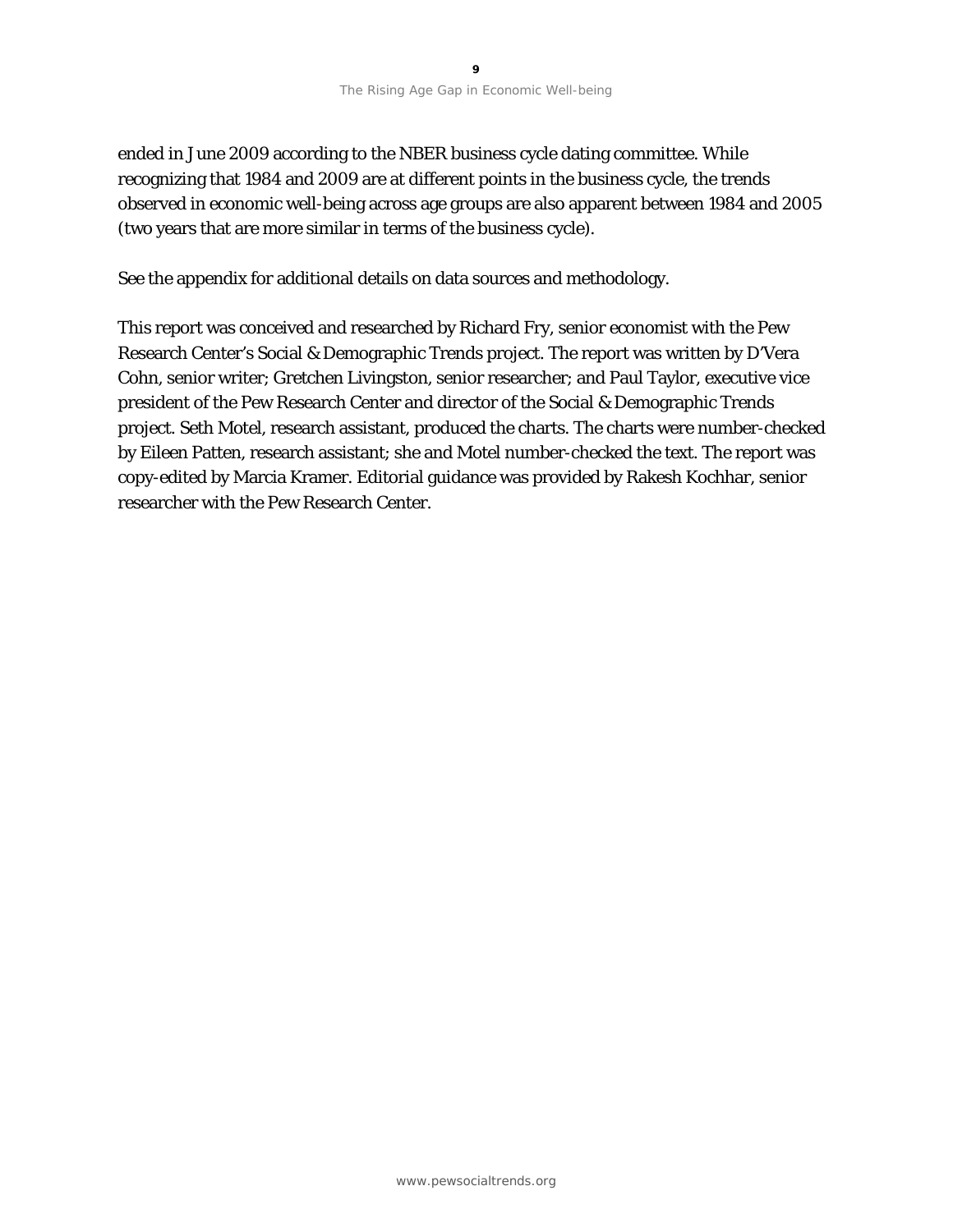ended in June 2009 according to the NBER business cycle dating committee. While recognizing that 1984 and 2009 are at different points in the business cycle, the trends observed in economic well-being across age groups are also apparent between 1984 and 2005 (two years that are more similar in terms of the business cycle).

See the appendix for additional details on data sources and methodology.

This report was conceived and researched by Richard Fry, senior economist with the Pew Research Center's Social & Demographic Trends project. The report was written by D'Vera Cohn, senior writer; Gretchen Livingston, senior researcher; and Paul Taylor, executive vice president of the Pew Research Center and director of the Social & Demographic Trends project. Seth Motel, research assistant, produced the charts. The charts were number-checked by Eileen Patten, research assistant; she and Motel number-checked the text. The report was copy-edited by Marcia Kramer. Editorial guidance was provided by Rakesh Kochhar, senior researcher with the Pew Research Center.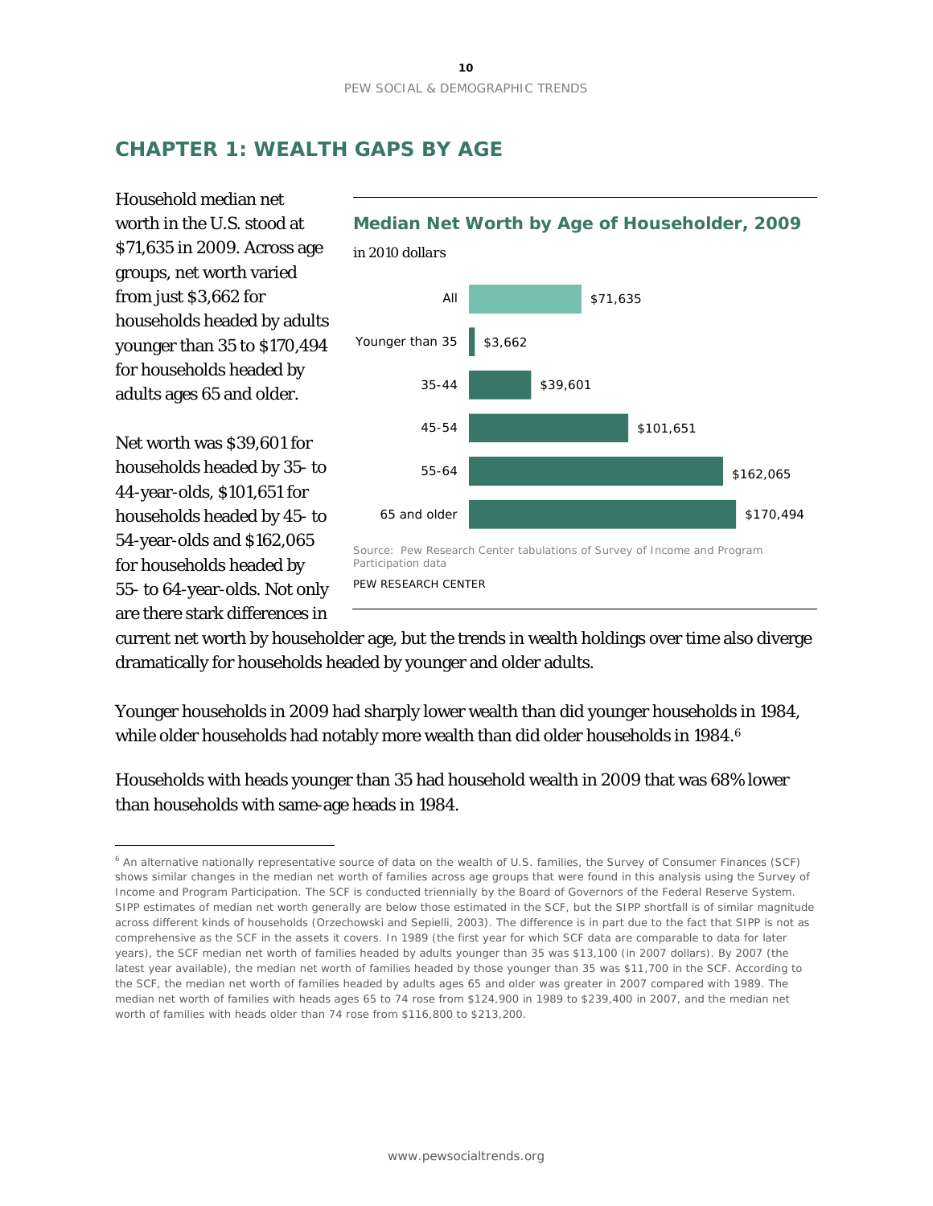# CHAPTER 1: WEALTH GAPS BY AGE

Household median net worth in the U.S. stood at $71,635 in 2009. Across age groups, net worth varied from just $3,662 for households headed by adults younger than 35 to $170,494 for households headed by adults ages 65 and older.

**Median Net Worth by Age of Householder, 2009**

*in 2010 dollars*

| Age of householder | Median net worth |
|---|---|
| All | $71,635 |
| Younger than 35 | $3,662 |
| 35-44 | $39,601 |
| 45-54 | $101,651 |
| 55-64 | $162,065 |
| 65 and older | $170,494 |

Source: Pew Research Center tabulations of Survey of Income and Program Participation data

PEW RESEARCH CENTER

Net worth was $39,601 for households headed by 35- to 44-year-olds, $101,651 for households headed by 45- to 54-year-olds and $162,065 for households headed by 55- to 64-year-olds. Not only are there stark differences in current net worth by householder age, but the trends in wealth holdings over time also diverge dramatically for households headed by younger and older adults.

Younger households in 2009 had sharply lower wealth than did younger households in 1984, while older households had notably more wealth than did older households in 1984.[6]

Households with heads younger than 35 had household wealth in 2009 that was 68% lower than households with same-age heads in 1984.

---

[6] An alternative nationally representative source of data on the wealth of U.S. families, the Survey of Consumer Finances (SCF) shows similar changes in the median net worth of families across age groups that were found in this analysis using the Survey of Income and Program Participation. The SCF is conducted triennially by the Board of Governors of the Federal Reserve System. SIPP estimates of median net worth generally are below those estimated in the SCF, but the SIPP shortfall is of similar magnitude across different kinds of households (Orzechowski and Sepielli, 2003). The difference is in part due to the fact that SIPP is not as comprehensive as the SCF in the assets it covers. In 1989 (the first year for which SCF data are comparable to data for later years), the SCF median net worth of families headed by adults younger than 35 was $13,100 (in 2007 dollars). By 2007 (the latest year available), the median net worth of families headed by those younger than 35 was $11,700 in the SCF. According to the SCF, the median net worth of families headed by adults ages 65 and older was greater in 2007 compared with 1989. The median net worth of families with heads ages 65 to 74 rose from $124,900 in 1989 to $239,400 in 2007, and the median net worth of families with heads older than 74 rose from $116,800 to $213,200.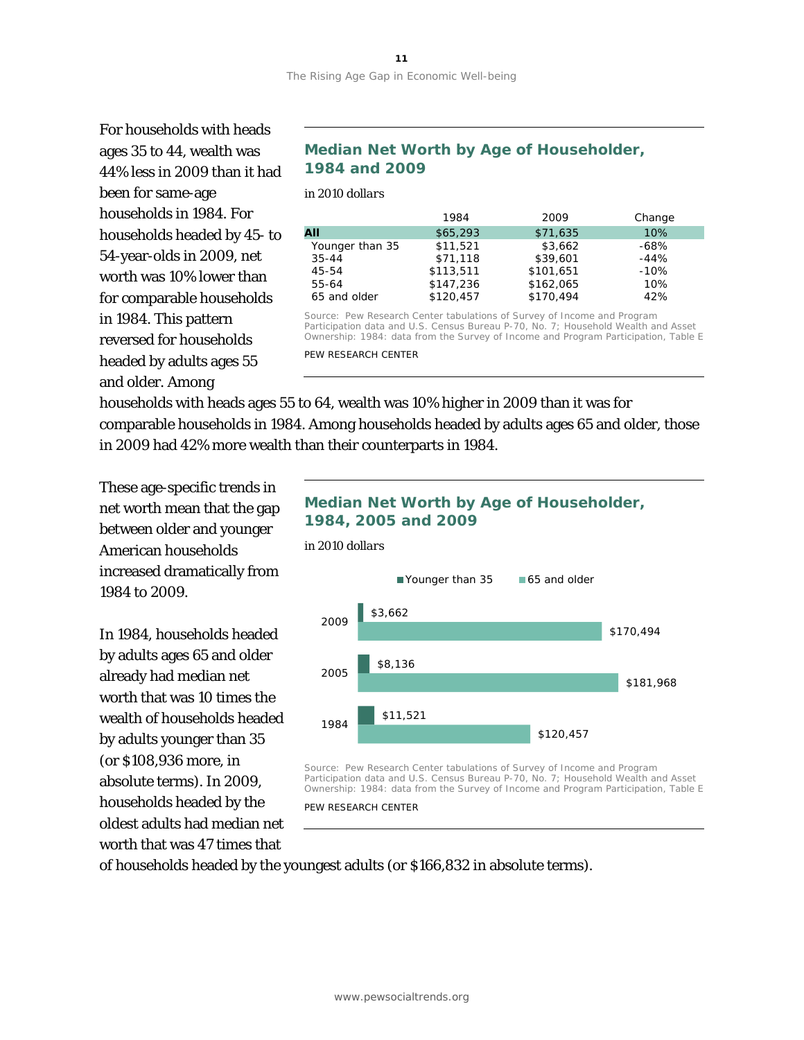For households with heads ages 35 to 44, wealth was 44% less in 2009 than it had been for same-age households in 1984. For households headed by 45- to 54-year-olds in 2009, net worth was 10% lower than for comparable households in 1984. This pattern reversed for households headed by adults ages 55 and older. Among households with heads ages 55 to 64, wealth was 10% higher in 2009 than it was for comparable households in 1984. Among households headed by adults ages 65 and older, those in 2009 had 42% more wealth than their counterparts in 1984.

### Median Net Worth by Age of Householder, 1984 and 2009

*in 2010 dollars*

| | 1984 | 2009 | Change |
|---|---|---|---|
| **All** | $65,293 | $71,635 | 10% |
| Younger than 35 | $11,521 | $3,662 | -68% |
| 35-44 | $71,118 | $39,601 | -44% |
| 45-54 | $113,511 | $101,651 | -10% |
| 55-64 | $147,236 | $162,065 | 10% |
| 65 and older | $120,457 | $170,494 | 42% |

Source: Pew Research Center tabulations of Survey of Income and Program Participation data and U.S. Census Bureau P-70, No. 7; Household Wealth and Asset Ownership: 1984: data from the Survey of Income and Program Participation, Table E

PEW RESEARCH CENTER

These age-specific trends in net worth mean that the gap between older and younger American households increased dramatically from 1984 to 2009.

In 1984, households headed by adults ages 65 and older already had median net worth that was 10 times the wealth of households headed by adults younger than 35 (or $108,936 more, in absolute terms). In 2009, households headed by the oldest adults had median net worth that was 47 times that of households headed by the youngest adults (or $166,832 in absolute terms).

### Median Net Worth by Age of Householder, 1984, 2005 and 2009

*in 2010 dollars*

| | Younger than 35 | 65 and older |
|---|---|---|
| 2009 | $3,662 | $170,494 |
| 2005 | $8,136 | $181,968 |
| 1984 | $11,521 | $120,457 |

Source: Pew Research Center tabulations of Survey of Income and Program Participation data and U.S. Census Bureau P-70, No. 7; Household Wealth and Asset Ownership: 1984: data from the Survey of Income and Program Participation, Table E

PEW RESEARCH CENTER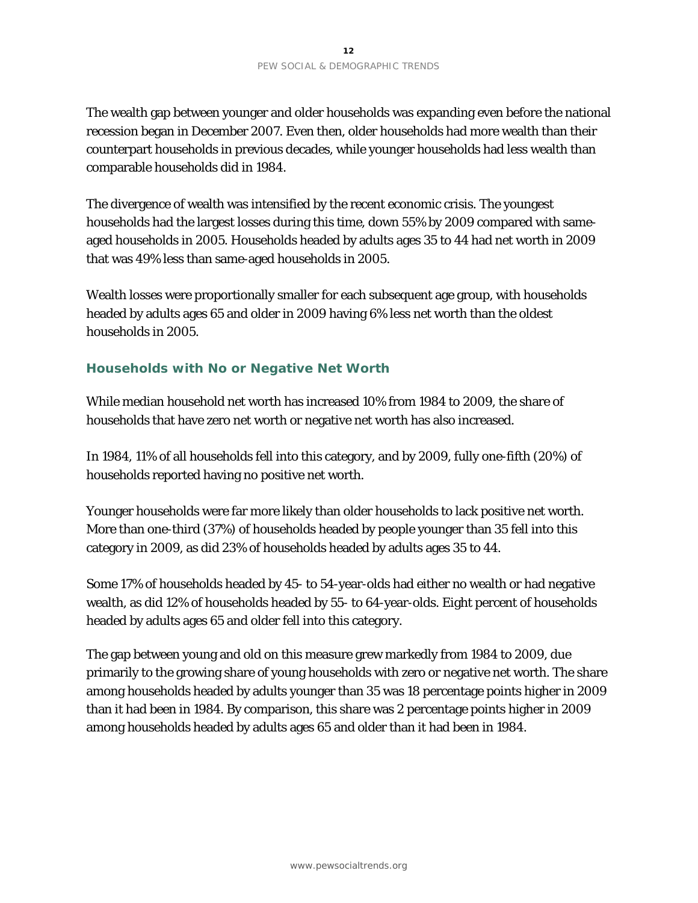The wealth gap between younger and older households was expanding even before the national recession began in December 2007. Even then, older households had more wealth than their counterpart households in previous decades, while younger households had less wealth than comparable households did in 1984.

The divergence of wealth was intensified by the recent economic crisis. The youngest households had the largest losses during this time, down 55% by 2009 compared with same-aged households in 2005. Households headed by adults ages 35 to 44 had net worth in 2009 that was 49% less than same-aged households in 2005.

Wealth losses were proportionally smaller for each subsequent age group, with households headed by adults ages 65 and older in 2009 having 6% less net worth than the oldest households in 2005.

## Households with No or Negative Net Worth

While median household net worth has increased 10% from 1984 to 2009, the share of households that have zero net worth or negative net worth has also increased.

In 1984, 11% of all households fell into this category, and by 2009, fully one-fifth (20%) of households reported having no positive net worth.

Younger households were far more likely than older households to lack positive net worth. More than one-third (37%) of households headed by people younger than 35 fell into this category in 2009, as did 23% of households headed by adults ages 35 to 44.

Some 17% of households headed by 45- to 54-year-olds had either no wealth or had negative wealth, as did 12% of households headed by 55- to 64-year-olds. Eight percent of households headed by adults ages 65 and older fell into this category.

The gap between young and old on this measure grew markedly from 1984 to 2009, due primarily to the growing share of young households with zero or negative net worth. The share among households headed by adults younger than 35 was 18 percentage points higher in 2009 than it had been in 1984. By comparison, this share was 2 percentage points higher in 2009 among households headed by adults ages 65 and older than it had been in 1984.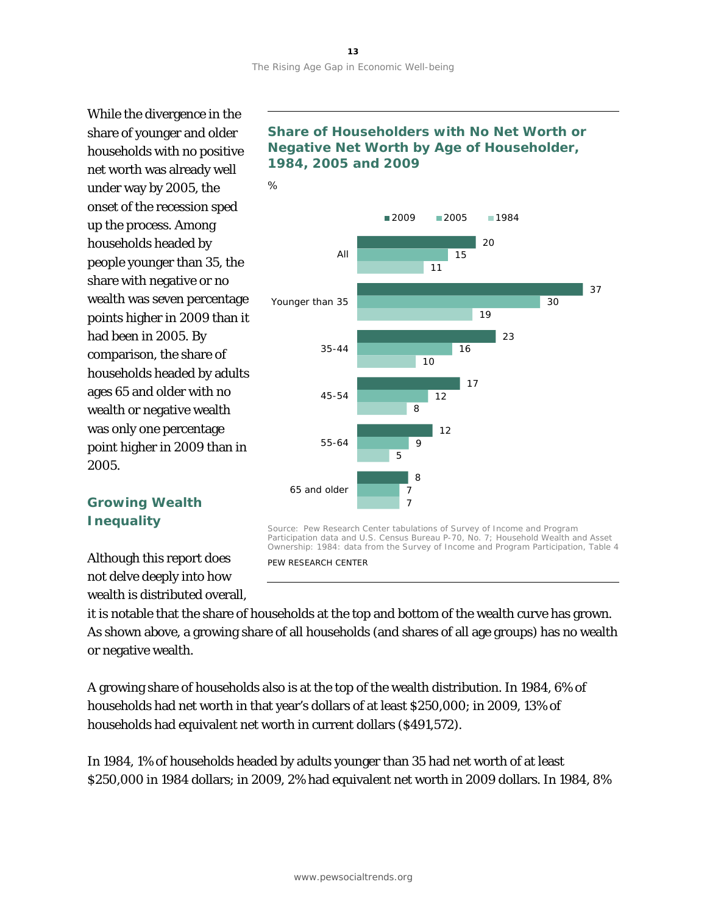While the divergence in the share of younger and older households with no positive net worth was already well under way by 2005, the onset of the recession sped up the process. Among households headed by people younger than 35, the share with negative or no wealth was seven percentage points higher in 2009 than it had been in 2005. By comparison, the share of households headed by adults ages 65 and older with no wealth or negative wealth was only one percentage point higher in 2009 than in 2005.

**Share of Householders with No Net Worth or Negative Net Worth by Age of Householder, 1984, 2005 and 2009**

%

| | 2009 | 2005 | 1984 |
|---|---|---|---|
| All | 20 | 15 | 11 |
| Younger than 35 | 37 | 30 | 19 |
| 35-44 | 23 | 16 | 10 |
| 45-54 | 17 | 12 | 8 |
| 55-64 | 12 | 9 | 5 |
| 65 and older | 8 | 7 | 7 |

Source: Pew Research Center tabulations of Survey of Income and Program Participation data and U.S. Census Bureau P-70, No. 7; Household Wealth and Asset Ownership: 1984: data from the Survey of Income and Program Participation, Table 4

PEW RESEARCH CENTER

## Growing Wealth Inequality

Although this report does not delve deeply into how wealth is distributed overall, it is notable that the share of households at the top and bottom of the wealth curve has grown. As shown above, a growing share of all households (and shares of all age groups) has no wealth or negative wealth.

A growing share of households also is at the top of the wealth distribution. In 1984, 6% of households had net worth in that year's dollars of at least $250,000; in 2009, 13% of households had equivalent net worth in current dollars ($491,572).

In 1984, 1% of households headed by adults younger than 35 had net worth of at least $250,000 in 1984 dollars; in 2009, 2% had equivalent net worth in 2009 dollars. In 1984, 8%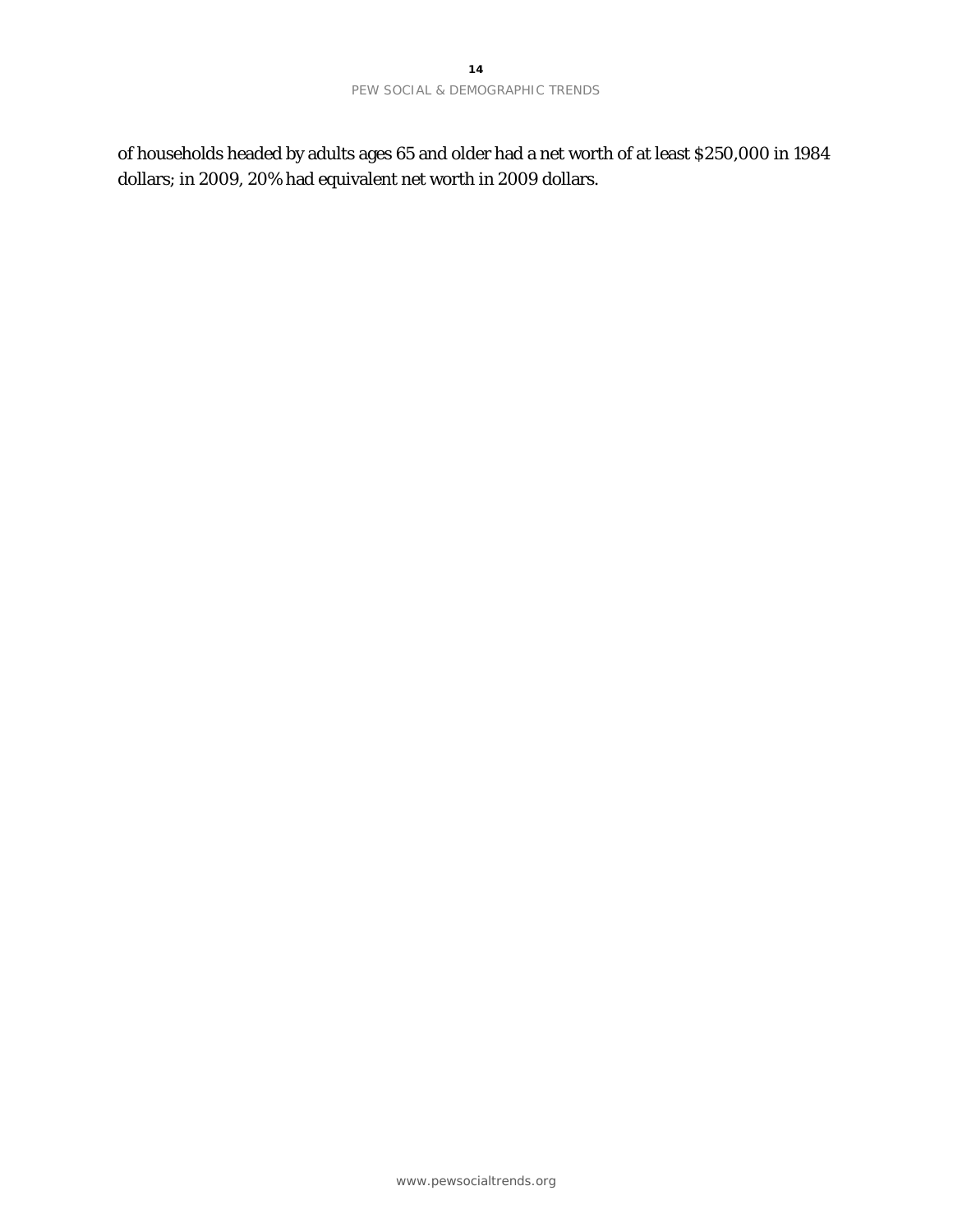of households headed by adults ages 65 and older had a net worth of at least $250,000 in 1984 dollars; in 2009, 20% had equivalent net worth in 2009 dollars.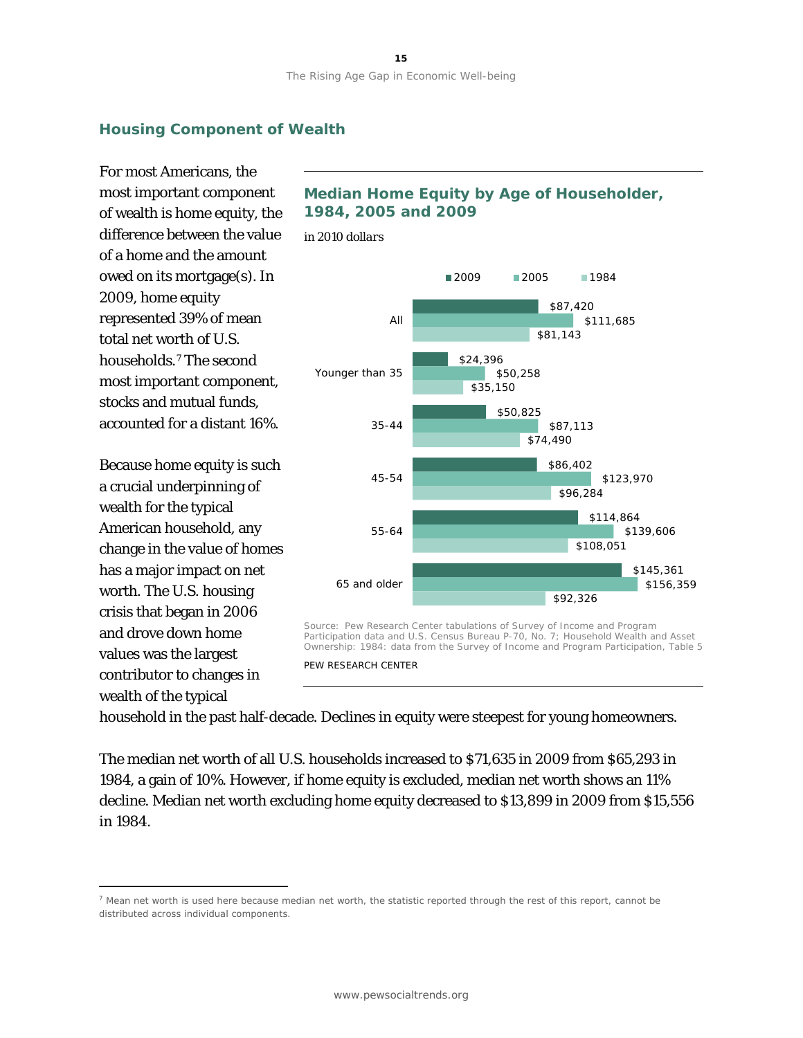## Housing Component of Wealth

For most Americans, the most important component of wealth is home equity, the difference between the value of a home and the amount owed on its mortgage(s). In 2009, home equity represented 39% of mean total net worth of U.S. households.[7] The second most important component, stocks and mutual funds, accounted for a distant 16%.

Because home equity is such a crucial underpinning of wealth for the typical American household, any change in the value of homes has a major impact on net worth. The U.S. housing crisis that began in 2006 and drove down home values was the largest contributor to changes in wealth of the typical household in the past half-decade. Declines in equity were steepest for young homeowners.

### Median Home Equity by Age of Householder, 1984, 2005 and 2009

*in 2010 dollars*

| | 2009 | 2005 | 1984 |
|---|---|---|---|
| All | $87,420 | $111,685 | $81,143 |
| Younger than 35 | $24,396 | $50,258 | $35,150 |
| 35-44 | $50,825 | $87,113 | $74,490 |
| 45-54 | $86,402 | $123,970 | $96,284 |
| 55-64 | $114,864 | $139,606 | $108,051 |
| 65 and older | $145,361 | $156,359 | $92,326 |

Source: Pew Research Center tabulations of Survey of Income and Program Participation data and U.S. Census Bureau P-70, No. 7; Household Wealth and Asset Ownership: 1984: data from the Survey of Income and Program Participation, Table 5

PEW RESEARCH CENTER

The median net worth of all U.S. households increased to $71,635 in 2009 from $65,293 in 1984, a gain of 10%. However, if home equity is excluded, median net worth shows an 11% decline. Median net worth excluding home equity decreased to $13,899 in 2009 from $15,556 in 1984.

---

[7] Mean net worth is used here because median net worth, the statistic reported through the rest of this report, cannot be distributed across individual components.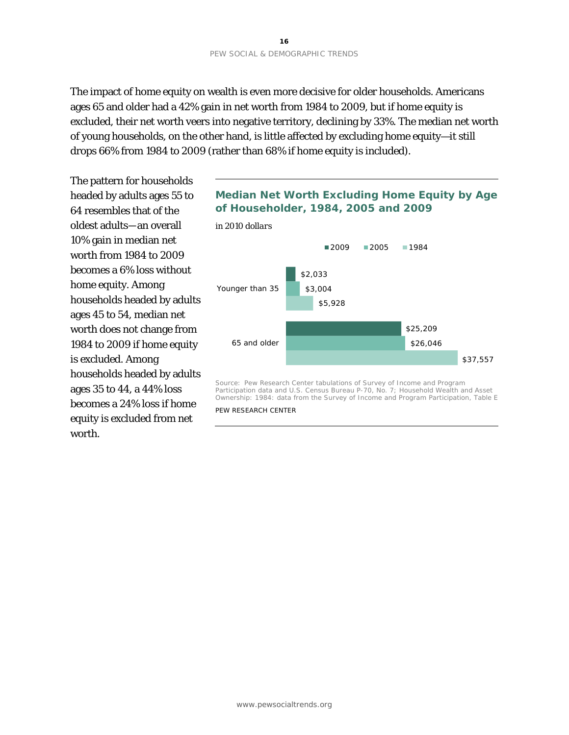The impact of home equity on wealth is even more decisive for older households. Americans ages 65 and older had a 42% gain in net worth from 1984 to 2009, but if home equity is excluded, their net worth veers into negative territory, declining by 33%. The median net worth of young households, on the other hand, is little affected by excluding home equity—it still drops 66% from 1984 to 2009 (rather than 68% if home equity is included).

The pattern for households headed by adults ages 55 to 64 resembles that of the oldest adults—an overall 10% gain in median net worth from 1984 to 2009 becomes a 6% loss without home equity. Among households headed by adults ages 45 to 54, median net worth does not change from 1984 to 2009 if home equity is excluded. Among households headed by adults ages 35 to 44, a 44% loss becomes a 24% loss if home equity is excluded from net worth.

### Median Net Worth Excluding Home Equity by Age of Householder, 1984, 2005 and 2009

*in 2010 dollars*

| | 2009 | 2005 | 1984 |
|---|---|---|---|
| Younger than 35 | $2,033 | $3,004 | $5,928 |
| 65 and older | $25,209 | $26,046 | $37,557 |

Source: Pew Research Center tabulations of Survey of Income and Program Participation data and U.S. Census Bureau P-70, No. 7; Household Wealth and Asset Ownership: 1984: data from the Survey of Income and Program Participation, Table E

PEW RESEARCH CENTER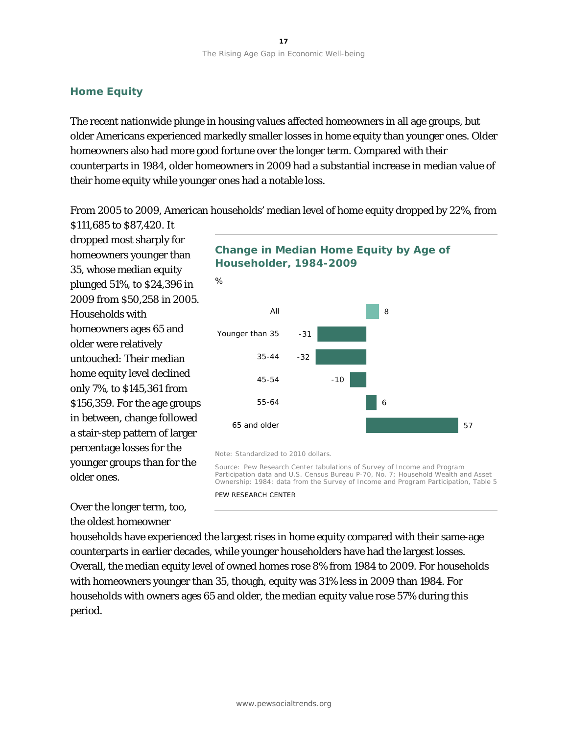## Home Equity

The recent nationwide plunge in housing values affected homeowners in all age groups, but older Americans experienced markedly smaller losses in home equity than younger ones. Older homeowners also had more good fortune over the longer term. Compared with their counterparts in 1984, older homeowners in 2009 had a substantial increase in median value of their home equity while younger ones had a notable loss.

From 2005 to 2009, American households' median level of home equity dropped by 22%, from $111,685 to $87,420. It dropped most sharply for homeowners younger than 35, whose median equity plunged 51%, to $24,396 in 2009 from $50,258 in 2005. Households with homeowners ages 65 and older were relatively untouched: Their median home equity level declined only 7%, to $145,361 from $156,359. For the age groups in between, change followed a stair-step pattern of larger percentage losses for the younger groups than for the older ones.

**Change in Median Home Equity by Age of Householder, 1984-2009**

%

| | % |
|---|---|
| All | 8 |
| Younger than 35 | -31 |
| 35-44 | -32 |
| 45-54 | -10 |
| 55-64 | 6 |
| 65 and older | 57 |

Note: Standardized to 2010 dollars.

Source: Pew Research Center tabulations of Survey of Income and Program Participation data and U.S. Census Bureau P-70, No. 7; Household Wealth and Asset Ownership: 1984: data from the Survey of Income and Program Participation, Table 5

PEW RESEARCH CENTER

Over the longer term, too, the oldest homeowner households have experienced the largest rises in home equity compared with their same-age counterparts in earlier decades, while younger householders have had the largest losses. Overall, the median equity level of owned homes rose 8% from 1984 to 2009. For households with homeowners younger than 35, though, equity was 31% less in 2009 than 1984. For households with owners ages 65 and older, the median equity value rose 57% during this period.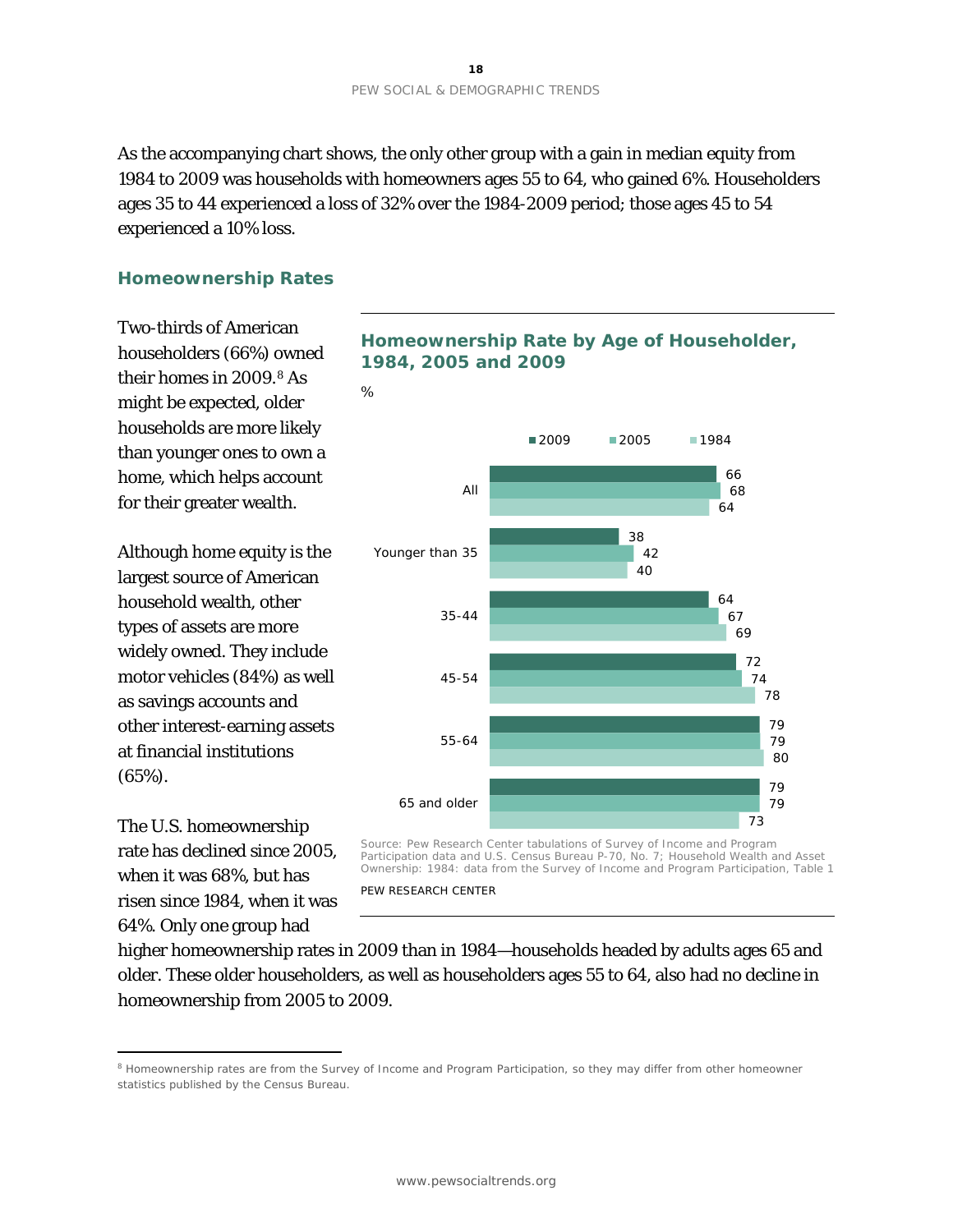As the accompanying chart shows, the only other group with a gain in median equity from 1984 to 2009 was households with homeowners ages 55 to 64, who gained 6%. Householders ages 35 to 44 experienced a loss of 32% over the 1984-2009 period; those ages 45 to 54 experienced a 10% loss.

## Homeownership Rates

Two-thirds of American householders (66%) owned their homes in 2009.[8] As might be expected, older households are more likely than younger ones to own a home, which helps account for their greater wealth.

Although home equity is the largest source of American household wealth, other types of assets are more widely owned. They include motor vehicles (84%) as well as savings accounts and other interest-earning assets at financial institutions (65%).

The U.S. homeownership rate has declined since 2005, when it was 68%, but has risen since 1984, when it was 64%. Only one group had higher homeownership rates in 2009 than in 1984—households headed by adults ages 65 and older. These older householders, as well as householders ages 55 to 64, also had no decline in homeownership from 2005 to 2009.

### Homeownership Rate by Age of Householder, 1984, 2005 and 2009

%

| | 2009 | 2005 | 1984 |
|---|---|---|---|
| All | 66 | 68 | 64 |
| Younger than 35 | 38 | 42 | 40 |
| 35-44 | 64 | 67 | 69 |
| 45-54 | 72 | 74 | 78 |
| 55-64 | 79 | 79 | 80 |
| 65 and older | 79 | 79 | 73 |

Source: Pew Research Center tabulations of Survey of Income and Program Participation data and U.S. Census Bureau P-70, No. 7; Household Wealth and Asset Ownership: 1984: data from the Survey of Income and Program Participation, Table 1

PEW RESEARCH CENTER

---

[8] Homeownership rates are from the Survey of Income and Program Participation, so they may differ from other homeowner statistics published by the Census Bureau.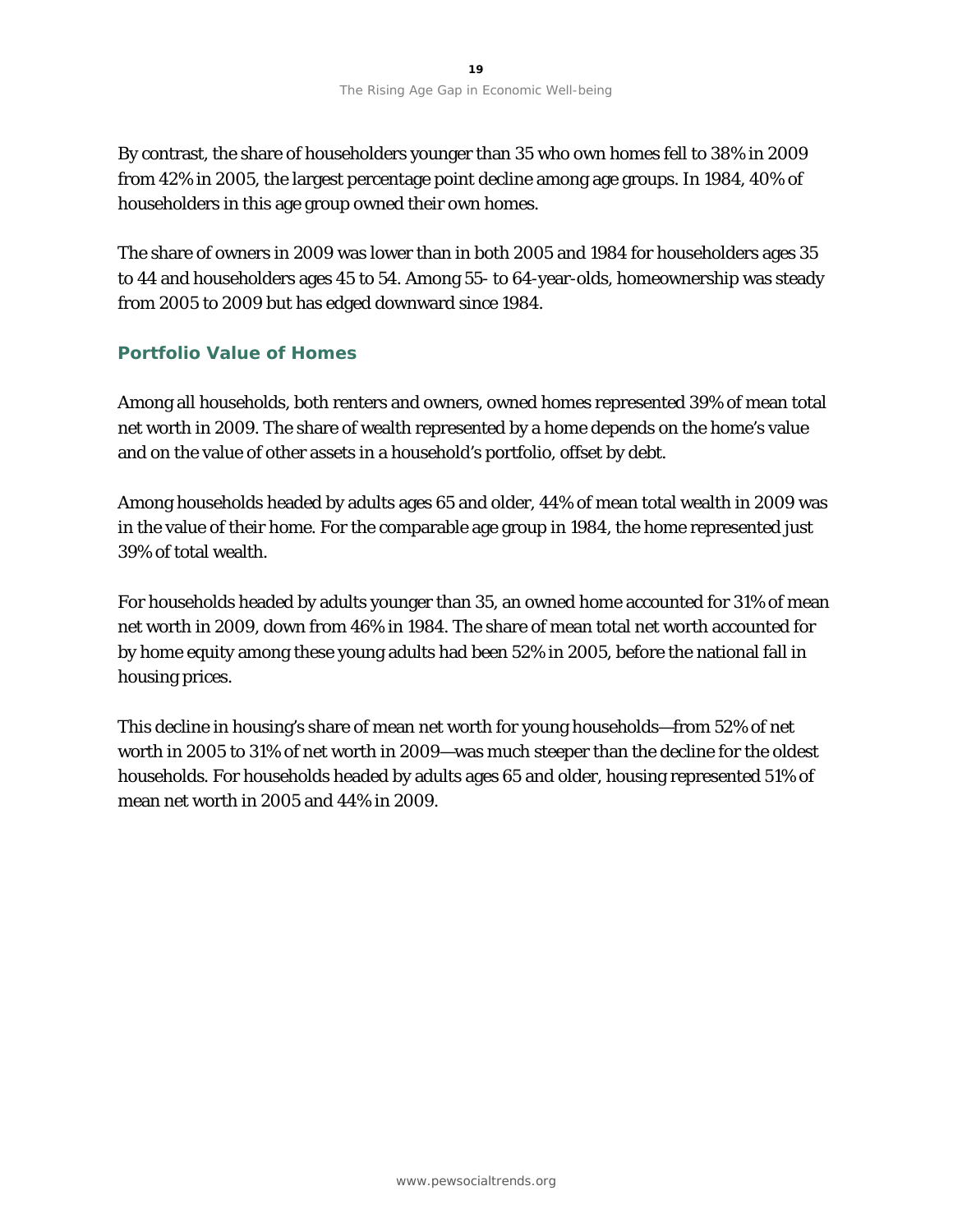By contrast, the share of householders younger than 35 who own homes fell to 38% in 2009 from 42% in 2005, the largest percentage point decline among age groups. In 1984, 40% of householders in this age group owned their own homes.

The share of owners in 2009 was lower than in both 2005 and 1984 for householders ages 35 to 44 and householders ages 45 to 54. Among 55- to 64-year-olds, homeownership was steady from 2005 to 2009 but has edged downward since 1984.

## Portfolio Value of Homes

Among all households, both renters and owners, owned homes represented 39% of mean total net worth in 2009. The share of wealth represented by a home depends on the home's value and on the value of other assets in a household's portfolio, offset by debt.

Among households headed by adults ages 65 and older, 44% of mean total wealth in 2009 was in the value of their home. For the comparable age group in 1984, the home represented just 39% of total wealth.

For households headed by adults younger than 35, an owned home accounted for 31% of mean net worth in 2009, down from 46% in 1984. The share of mean total net worth accounted for by home equity among these young adults had been 52% in 2005, before the national fall in housing prices.

This decline in housing's share of mean net worth for young households—from 52% of net worth in 2005 to 31% of net worth in 2009—was much steeper than the decline for the oldest households. For households headed by adults ages 65 and older, housing represented 51% of mean net worth in 2005 and 44% in 2009.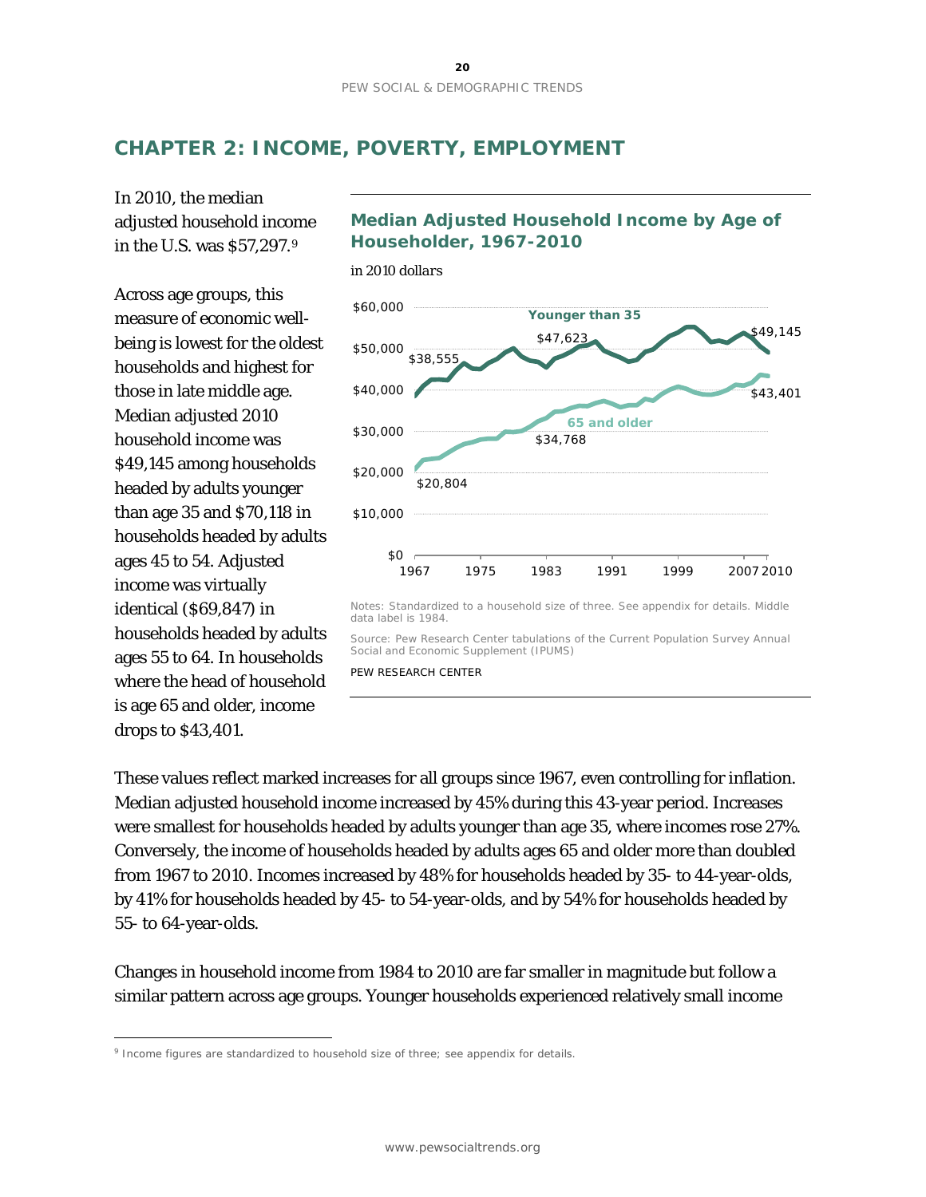# CHAPTER 2: INCOME, POVERTY, EMPLOYMENT

In 2010, the median adjusted household income in the U.S. was $57,297.[9]

Across age groups, this measure of economic well-being is lowest for the oldest households and highest for those in late middle age. Median adjusted 2010 household income was $49,145 among households headed by adults younger than age 35 and $70,118 in households headed by adults ages 45 to 54. Adjusted income was virtually identical ($69,847) in households headed by adults ages 55 to 64. In households where the head of household is age 65 and older, income drops to $43,401.

## Median Adjusted Household Income by Age of Householder, 1967-2010

*in 2010 dollars*

Notes: Standardized to a household size of three. See appendix for details. Middle data label is 1984.

Source: Pew Research Center tabulations of the Current Population Survey Annual Social and Economic Supplement (IPUMS)

PEW RESEARCH CENTER

These values reflect marked increases for all groups since 1967, even controlling for inflation. Median adjusted household income increased by 45% during this 43-year period. Increases were smallest for households headed by adults younger than age 35, where incomes rose 27%. Conversely, the income of households headed by adults ages 65 and older more than doubled from 1967 to 2010. Incomes increased by 48% for households headed by 35- to 44-year-olds, by 41% for households headed by 45- to 54-year-olds, and by 54% for households headed by 55- to 64-year-olds.

Changes in household income from 1984 to 2010 are far smaller in magnitude but follow a similar pattern across age groups. Younger households experienced relatively small income

[9] Income figures are standardized to household size of three; see appendix for details.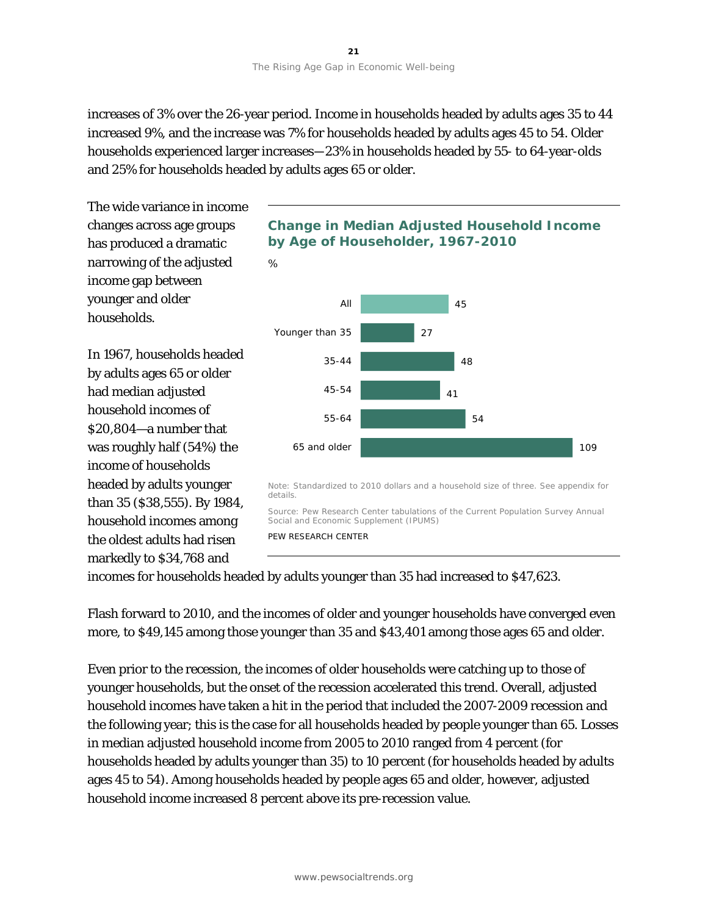increases of 3% over the 26-year period. Income in households headed by adults ages 35 to 44 increased 9%, and the increase was 7% for households headed by adults ages 45 to 54. Older households experienced larger increases—23% in households headed by 55- to 64-year-olds and 25% for households headed by adults ages 65 or older.

The wide variance in income changes across age groups has produced a dramatic narrowing of the adjusted income gap between younger and older households.

**Change in Median Adjusted Household Income by Age of Householder, 1967-2010**

%

| | % |
|---|---|
| All | 45 |
| Younger than 35 | 27 |
| 35-44 | 48 |
| 45-54 | 41 |
| 55-64 | 54 |
| 65 and older | 109 |

Note: Standardized to 2010 dollars and a household size of three. See appendix for details.

Source: Pew Research Center tabulations of the Current Population Survey Annual Social and Economic Supplement (IPUMS)

PEW RESEARCH CENTER

In 1967, households headed by adults ages 65 or older had median adjusted household incomes of $20,804—a number that was roughly half (54%) the income of households headed by adults younger than 35 ($38,555). By 1984, household incomes among the oldest adults had risen markedly to $34,768 and incomes for households headed by adults younger than 35 had increased to $47,623.

Flash forward to 2010, and the incomes of older and younger households have converged even more, to $49,145 among those younger than 35 and $43,401 among those ages 65 and older.

Even prior to the recession, the incomes of older households were catching up to those of younger households, but the onset of the recession accelerated this trend. Overall, adjusted household incomes have taken a hit in the period that included the 2007-2009 recession and the following year; this is the case for all households headed by people younger than 65. Losses in median adjusted household income from 2005 to 2010 ranged from 4 percent (for households headed by adults younger than 35) to 10 percent (for households headed by adults ages 45 to 54). Among households headed by people ages 65 and older, however, adjusted household income increased 8 percent above its pre-recession value.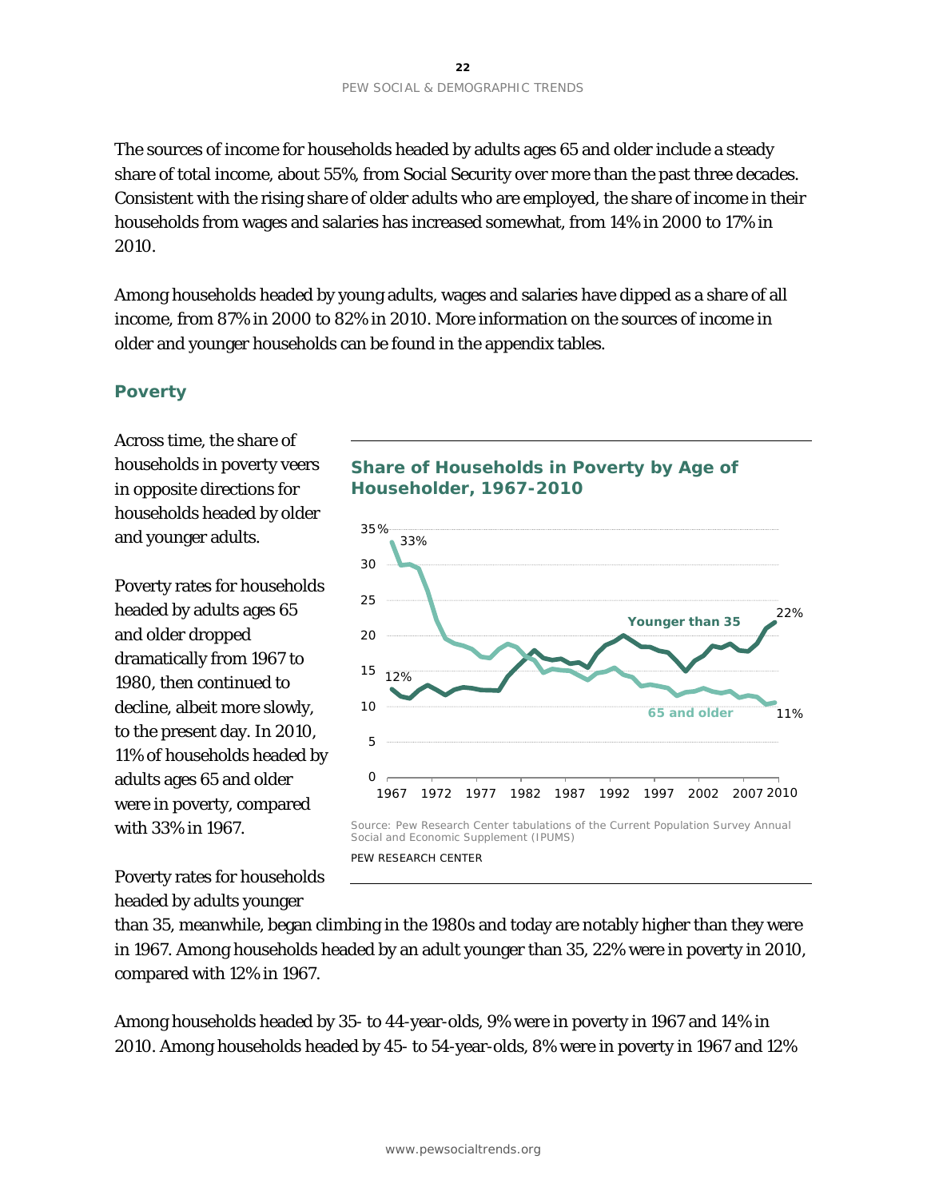The sources of income for households headed by adults ages 65 and older include a steady share of total income, about 55%, from Social Security over more than the past three decades. Consistent with the rising share of older adults who are employed, the share of income in their households from wages and salaries has increased somewhat, from 14% in 2000 to 17% in 2010.

Among households headed by young adults, wages and salaries have dipped as a share of all income, from 87% in 2000 to 82% in 2010. More information on the sources of income in older and younger households can be found in the appendix tables.

## Poverty

Across time, the share of households in poverty veers in opposite directions for households headed by older and younger adults.

Poverty rates for households headed by adults ages 65 and older dropped dramatically from 1967 to 1980, then continued to decline, albeit more slowly, to the present day. In 2010, 11% of households headed by adults ages 65 and older were in poverty, compared with 33% in 1967.

**Share of Households in Poverty by Age of Householder, 1967-2010**

Source: Pew Research Center tabulations of the Current Population Survey Annual Social and Economic Supplement (IPUMS)

PEW RESEARCH CENTER

Poverty rates for households headed by adults younger than 35, meanwhile, began climbing in the 1980s and today are notably higher than they were in 1967. Among households headed by an adult younger than 35, 22% were in poverty in 2010, compared with 12% in 1967.

Among households headed by 35- to 44-year-olds, 9% were in poverty in 1967 and 14% in 2010. Among households headed by 45- to 54-year-olds, 8% were in poverty in 1967 and 12%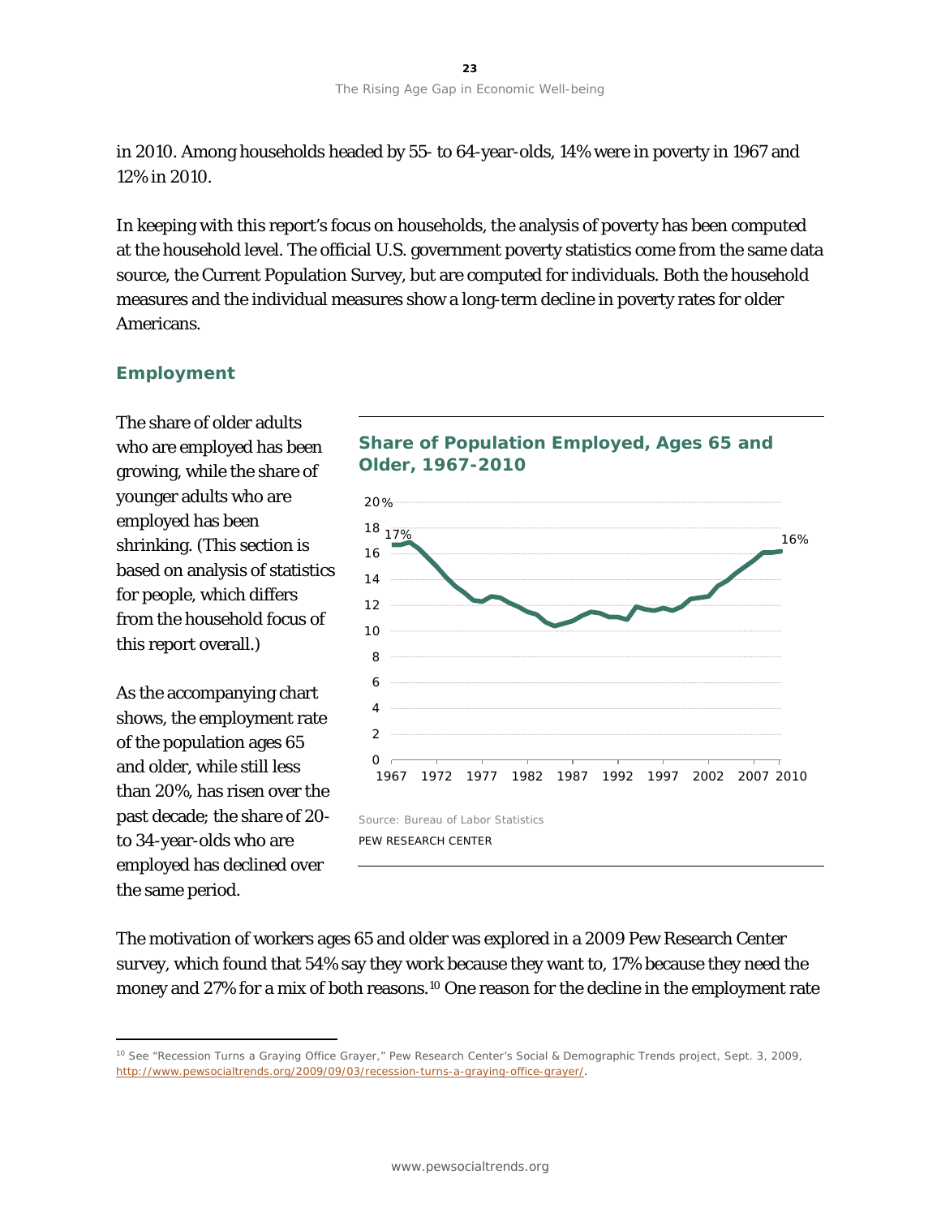in 2010. Among households headed by 55- to 64-year-olds, 14% were in poverty in 1967 and 12% in 2010.

In keeping with this report's focus on households, the analysis of poverty has been computed at the household level. The official U.S. government poverty statistics come from the same data source, the Current Population Survey, but are computed for individuals. Both the household measures and the individual measures show a long-term decline in poverty rates for older Americans.

### Employment

The share of older adults who are employed has been growing, while the share of younger adults who are employed has been shrinking. (This section is based on analysis of statistics for people, which differs from the household focus of this report overall.)

As the accompanying chart shows, the employment rate of the population ages 65 and older, while still less than 20%, has risen over the past decade; the share of 20- to 34-year-olds who are employed has declined over the same period.

**Share of Population Employed, Ages 65 and Older, 1967-2010**

Source: Bureau of Labor Statistics

PEW RESEARCH CENTER

The motivation of workers ages 65 and older was explored in a 2009 Pew Research Center survey, which found that 54% say they work because they want to, 17% because they need the money and 27% for a mix of both reasons.[10] One reason for the decline in the employment rate

---

[10] See "Recession Turns a Graying Office Grayer," Pew Research Center's Social & Demographic Trends project, Sept. 3, 2009, http://www.pewsocialtrends.org/2009/09/03/recession-turns-a-graying-office-grayer/.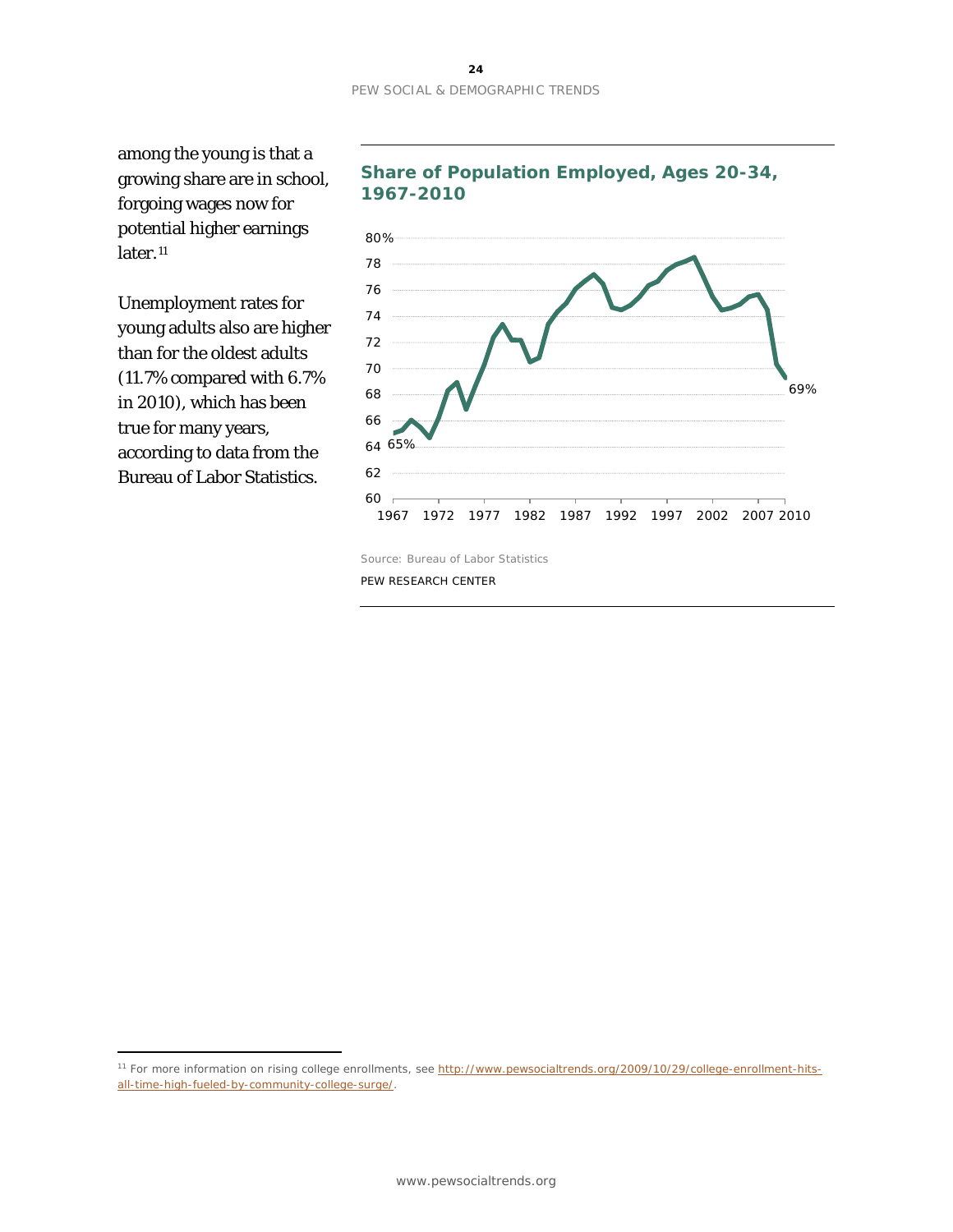among the young is that a growing share are in school, forgoing wages now for potential higher earnings later.[11]

Unemployment rates for young adults also are higher than for the oldest adults (11.7% compared with 6.7% in 2010), which has been true for many years, according to data from the Bureau of Labor Statistics.

**Share of Population Employed, Ages 20-34, 1967-2010**

Source: Bureau of Labor Statistics

PEW RESEARCH CENTER

---

[11] For more information on rising college enrollments, see http://www.pewsocialtrends.org/2009/10/29/college-enrollment-hits-all-time-high-fueled-by-community-college-surge/.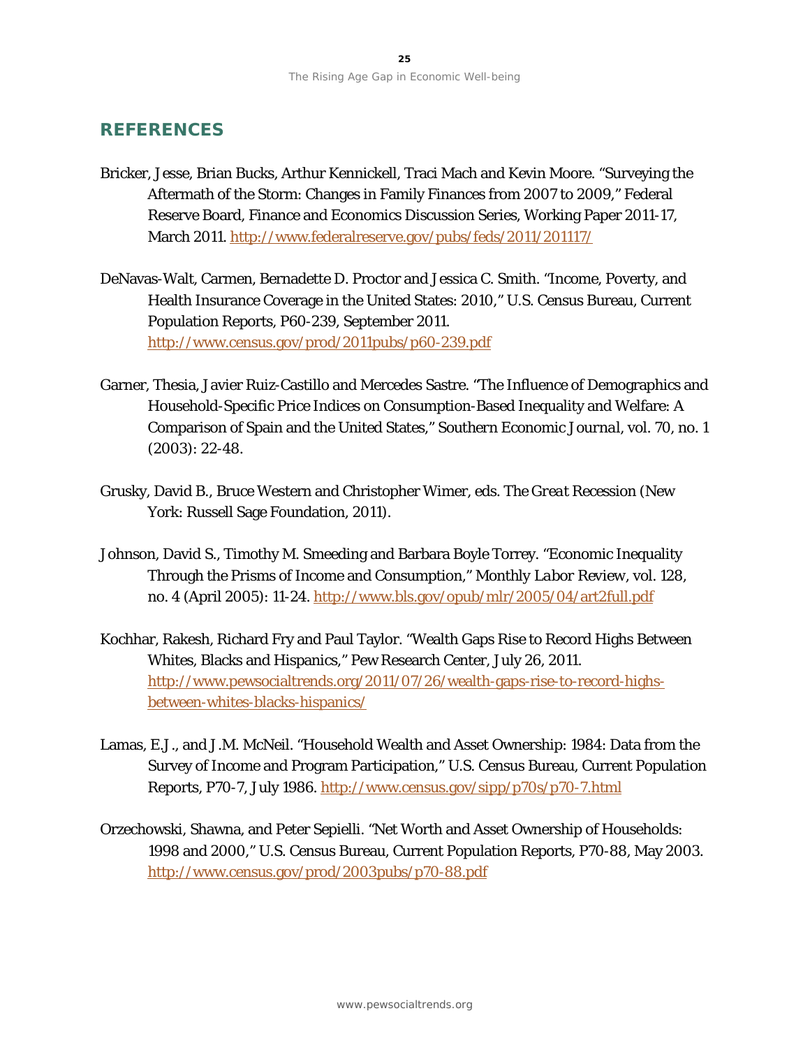## REFERENCES

Bricker, Jesse, Brian Bucks, Arthur Kennickell, Traci Mach and Kevin Moore. "Surveying the Aftermath of the Storm: Changes in Family Finances from 2007 to 2009," Federal Reserve Board, Finance and Economics Discussion Series, Working Paper 2011-17, March 2011. http://www.federalreserve.gov/pubs/feds/2011/201117/

DeNavas-Walt, Carmen, Bernadette D. Proctor and Jessica C. Smith. "Income, Poverty, and Health Insurance Coverage in the United States: 2010," U.S. Census Bureau, Current Population Reports, P60-239, September 2011. http://www.census.gov/prod/2011pubs/p60-239.pdf

Garner, Thesia, Javier Ruiz-Castillo and Mercedes Sastre. "The Influence of Demographics and Household-Specific Price Indices on Consumption-Based Inequality and Welfare: A Comparison of Spain and the United States," *Southern Economic Journal*, vol. 70, no. 1 (2003): 22-48.

Grusky, David B., Bruce Western and Christopher Wimer, eds. *The Great Recession* (New York: Russell Sage Foundation, 2011).

Johnson, David S., Timothy M. Smeeding and Barbara Boyle Torrey. "Economic Inequality Through the Prisms of Income and Consumption," *Monthly Labor Review*, vol. 128, no. 4 (April 2005): 11-24. http://www.bls.gov/opub/mlr/2005/04/art2full.pdf

Kochhar, Rakesh, Richard Fry and Paul Taylor. "Wealth Gaps Rise to Record Highs Between Whites, Blacks and Hispanics," Pew Research Center, July 26, 2011. http://www.pewsocialtrends.org/2011/07/26/wealth-gaps-rise-to-record-highs-between-whites-blacks-hispanics/

Lamas, E.J., and J.M. McNeil. "Household Wealth and Asset Ownership: 1984: Data from the Survey of Income and Program Participation," U.S. Census Bureau, Current Population Reports, P70-7, July 1986. http://www.census.gov/sipp/p70s/p70-7.html

Orzechowski, Shawna, and Peter Sepielli. "Net Worth and Asset Ownership of Households: 1998 and 2000," U.S. Census Bureau, Current Population Reports, P70-88, May 2003. http://www.census.gov/prod/2003pubs/p70-88.pdf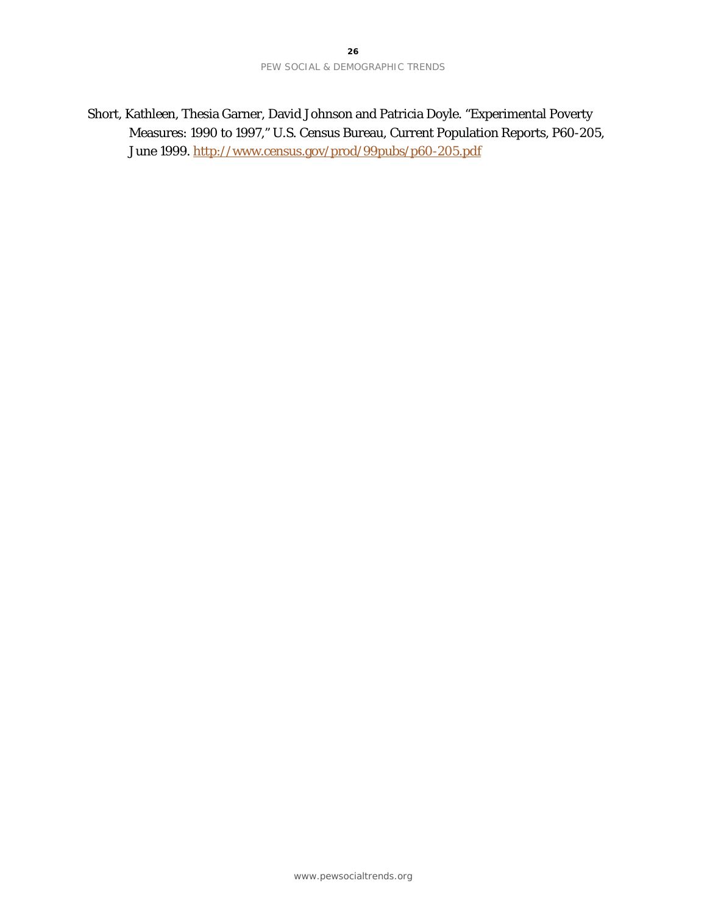Short, Kathleen, Thesia Garner, David Johnson and Patricia Doyle. "Experimental Poverty Measures: 1990 to 1997," U.S. Census Bureau, Current Population Reports, P60-205, June 1999. http://www.census.gov/prod/99pubs/p60-205.pdf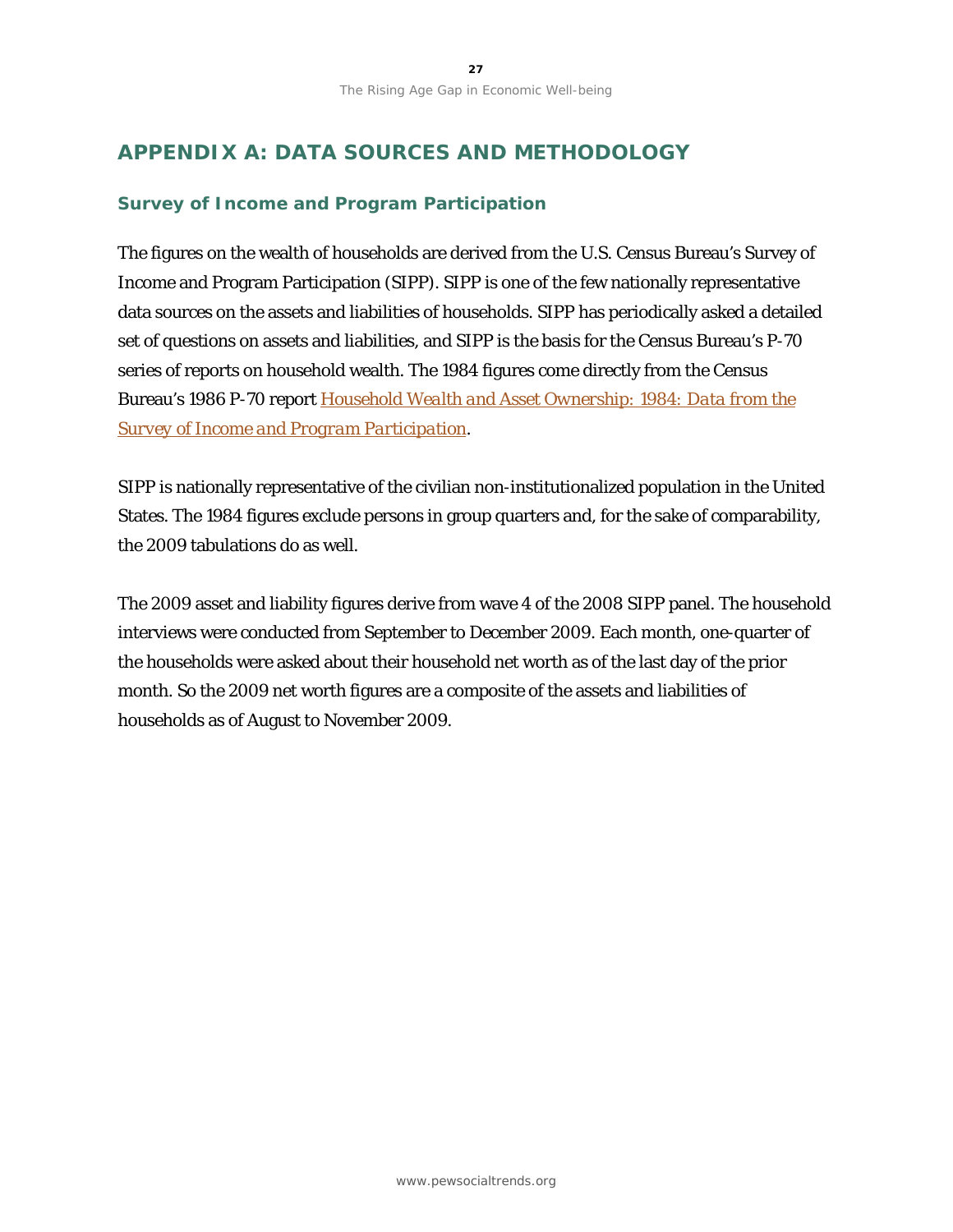# APPENDIX A: DATA SOURCES AND METHODOLOGY

## Survey of Income and Program Participation

The figures on the wealth of households are derived from the U.S. Census Bureau's Survey of Income and Program Participation (SIPP). SIPP is one of the few nationally representative data sources on the assets and liabilities of households. SIPP has periodically asked a detailed set of questions on assets and liabilities, and SIPP is the basis for the Census Bureau's P-70 series of reports on household wealth. The 1984 figures come directly from the Census Bureau's 1986 P-70 report *Household Wealth and Asset Ownership: 1984: Data from the Survey of Income and Program Participation*.

SIPP is nationally representative of the civilian non-institutionalized population in the United States. The 1984 figures exclude persons in group quarters and, for the sake of comparability, the 2009 tabulations do as well.

The 2009 asset and liability figures derive from wave 4 of the 2008 SIPP panel. The household interviews were conducted from September to December 2009. Each month, one-quarter of the households were asked about their household net worth as of the last day of the prior month. So the 2009 net worth figures are a composite of the assets and liabilities of households as of August to November 2009.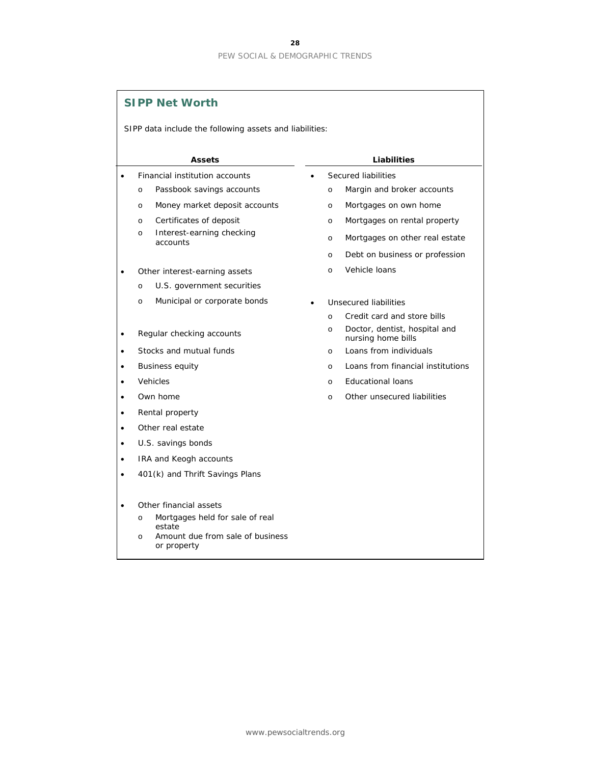## SIPP Net Worth

SIPP data include the following assets and liabilities:

### Assets

- Financial institution accounts
  - Passbook savings accounts
  - Money market deposit accounts
  - Certificates of deposit
  - Interest-earning checking accounts
- Other interest-earning assets
  - U.S. government securities
  - Municipal or corporate bonds
- Regular checking accounts
- Stocks and mutual funds
- Business equity
- Vehicles
- Own home
- Rental property
- Other real estate
- U.S. savings bonds
- IRA and Keogh accounts
- 401(k) and Thrift Savings Plans
- Other financial assets
  - Mortgages held for sale of real estate
  - Amount due from sale of business or property

### Liabilities

- Secured liabilities
  - Margin and broker accounts
  - Mortgages on own home
  - Mortgages on rental property
  - Mortgages on other real estate
  - Debt on business or profession
  - Vehicle loans
- Unsecured liabilities
  - Credit card and store bills
  - Doctor, dentist, hospital and nursing home bills
  - Loans from individuals
  - Loans from financial institutions
  - Educational loans
  - Other unsecured liabilities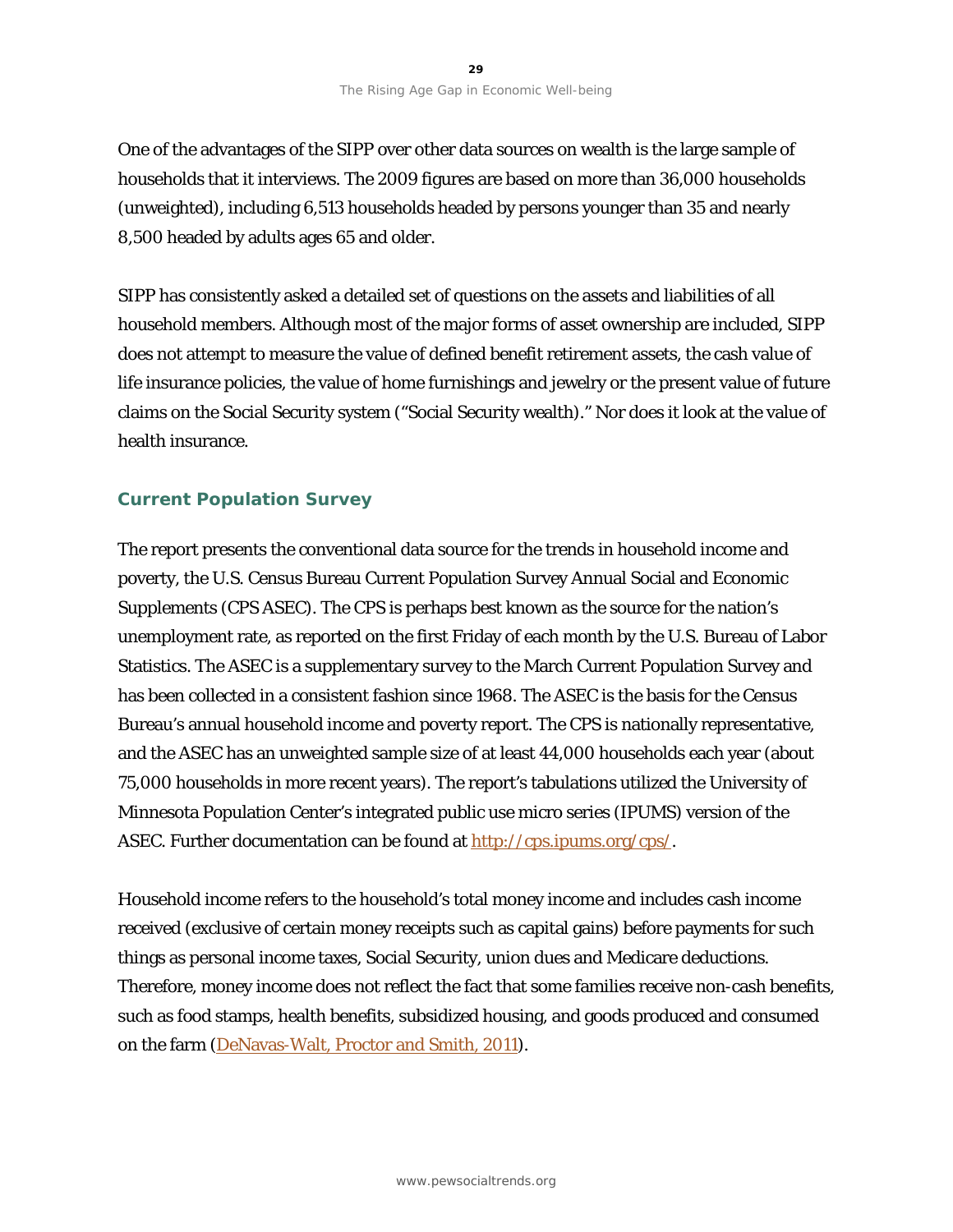One of the advantages of the SIPP over other data sources on wealth is the large sample of households that it interviews. The 2009 figures are based on more than 36,000 households (unweighted), including 6,513 households headed by persons younger than 35 and nearly 8,500 headed by adults ages 65 and older.

SIPP has consistently asked a detailed set of questions on the assets and liabilities of all household members. Although most of the major forms of asset ownership are included, SIPP does not attempt to measure the value of defined benefit retirement assets, the cash value of life insurance policies, the value of home furnishings and jewelry or the present value of future claims on the Social Security system ("Social Security wealth)." Nor does it look at the value of health insurance.

### Current Population Survey

The report presents the conventional data source for the trends in household income and poverty, the U.S. Census Bureau Current Population Survey Annual Social and Economic Supplements (CPS ASEC). The CPS is perhaps best known as the source for the nation's unemployment rate, as reported on the first Friday of each month by the U.S. Bureau of Labor Statistics. The ASEC is a supplementary survey to the March Current Population Survey and has been collected in a consistent fashion since 1968. The ASEC is the basis for the Census Bureau's annual household income and poverty report. The CPS is nationally representative, and the ASEC has an unweighted sample size of at least 44,000 households each year (about 75,000 households in more recent years). The report's tabulations utilized the University of Minnesota Population Center's integrated public use micro series (IPUMS) version of the ASEC. Further documentation can be found at [http://cps.ipums.org/cps/](http://cps.ipums.org/cps/).

Household income refers to the household's total money income and includes cash income received (exclusive of certain money receipts such as capital gains) before payments for such things as personal income taxes, Social Security, union dues and Medicare deductions. Therefore, money income does not reflect the fact that some families receive non-cash benefits, such as food stamps, health benefits, subsidized housing, and goods produced and consumed on the farm (DeNavas-Walt, Proctor and Smith, 2011).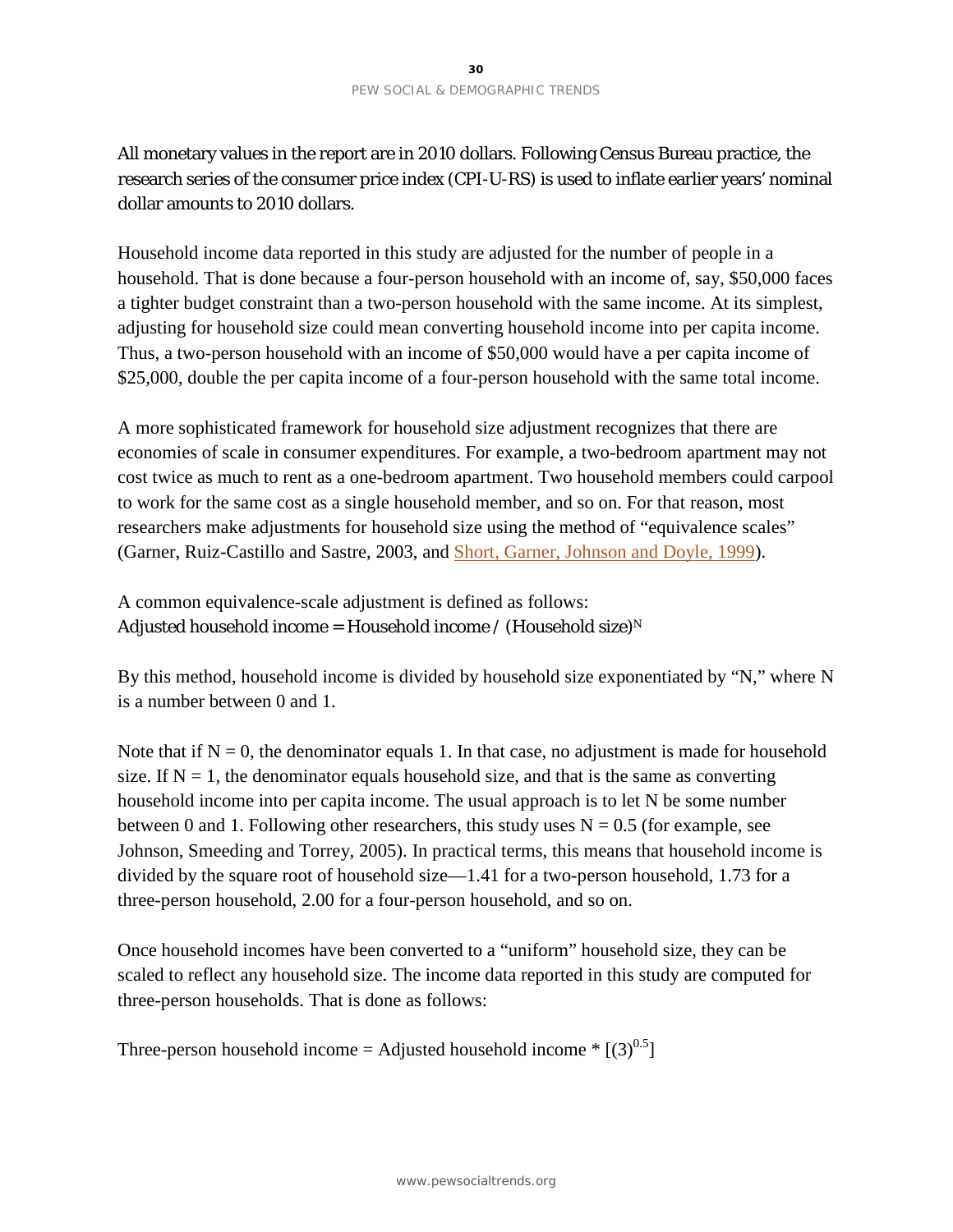All monetary values in the report are in 2010 dollars. Following Census Bureau practice, the research series of the consumer price index (CPI-U-RS) is used to inflate earlier years' nominal dollar amounts to 2010 dollars.

Household income data reported in this study are adjusted for the number of people in a household. That is done because a four-person household with an income of, say, $50,000 faces a tighter budget constraint than a two-person household with the same income. At its simplest, adjusting for household size could mean converting household income into per capita income. Thus, a two-person household with an income of $50,000 would have a per capita income of $25,000, double the per capita income of a four-person household with the same total income.

A more sophisticated framework for household size adjustment recognizes that there are economies of scale in consumer expenditures. For example, a two-bedroom apartment may not cost twice as much to rent as a one-bedroom apartment. Two household members could carpool to work for the same cost as a single household member, and so on. For that reason, most researchers make adjustments for household size using the method of "equivalence scales" (Garner, Ruiz-Castillo and Sastre, 2003, and Short, Garner, Johnson and Doyle, 1999).

A common equivalence-scale adjustment is defined as follows:
Adjusted household income = Household income / $(\text{Household size})^N$

By this method, household income is divided by household size exponentiated by "N," where N is a number between 0 and 1.

Note that if $N = 0$, the denominator equals 1. In that case, no adjustment is made for household size. If $N = 1$, the denominator equals household size, and that is the same as converting household income into per capita income. The usual approach is to let N be some number between 0 and 1. Following other researchers, this study uses $N = 0.5$ (for example, see Johnson, Smeeding and Torrey, 2005). In practical terms, this means that household income is divided by the square root of household size—1.41 for a two-person household, 1.73 for a three-person household, 2.00 for a four-person household, and so on.

Once household incomes have been converted to a "uniform" household size, they can be scaled to reflect any household size. The income data reported in this study are computed for three-person households. That is done as follows:

Three-person household income = Adjusted household income * $[(3)^{0.5}]$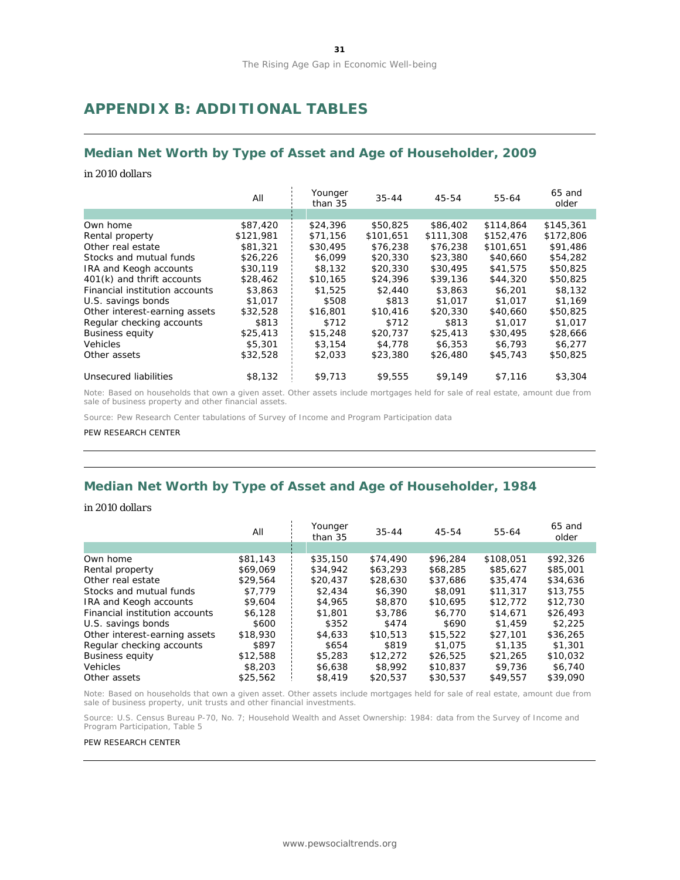# APPENDIX B: ADDITIONAL TABLES

## Median Net Worth by Type of Asset and Age of Householder, 2009

*in 2010 dollars*

| | All | Younger than 35 | 35-44 | 45-54 | 55-64 | 65 and older |
|---|---|---|---|---|---|---|
| Own home | $87,420 | $24,396 | $50,825 | $86,402 | $114,864 | $145,361 |
| Rental property | $121,981 | $71,156 | $101,651 | $111,308 | $152,476 | $172,806 |
| Other real estate | $81,321 | $30,495 | $76,238 | $76,238 | $101,651 | $91,486 |
| Stocks and mutual funds | $26,226 | $6,099 | $20,330 | $23,380 | $40,660 | $54,282 |
| IRA and Keogh accounts | $30,119 | $8,132 | $20,330 | $30,495 | $41,575 | $50,825 |
| 401(k) and thrift accounts | $28,462 | $10,165 | $24,396 | $39,136 | $44,320 | $50,825 |
| Financial institution accounts | $3,863 | $1,525 | $2,440 | $3,863 | $6,201 | $8,132 |
| U.S. savings bonds | $1,017 | $508 | $813 | $1,017 | $1,017 | $1,169 |
| Other interest-earning assets | $32,528 | $16,801 | $10,416 | $20,330 | $40,660 | $50,825 |
| Regular checking accounts | $813 | $712 | $712 | $813 | $1,017 | $1,017 |
| Business equity | $25,413 | $15,248 | $20,737 | $25,413 | $30,495 | $28,666 |
| Vehicles | $5,301 | $3,154 | $4,778 | $6,353 | $6,793 | $6,277 |
| Other assets | $32,528 | $2,033 | $23,380 | $26,480 | $45,743 | $50,825 |
| Unsecured liabilities | $8,132 | $9,713 | $9,555 | $9,149 | $7,116 | $3,304 |

Note: Based on households that own a given asset. Other assets include mortgages held for sale of real estate, amount due from sale of business property and other financial assets.

Source: Pew Research Center tabulations of Survey of Income and Program Participation data

PEW RESEARCH CENTER

## Median Net Worth by Type of Asset and Age of Householder, 1984

*in 2010 dollars*

| | All | Younger than 35 | 35-44 | 45-54 | 55-64 | 65 and older |
|---|---|---|---|---|---|---|
| Own home | $81,143 | $35,150 | $74,490 | $96,284 | $108,051 | $92,326 |
| Rental property | $69,069 | $34,942 | $63,293 | $68,285 | $85,627 | $85,001 |
| Other real estate | $29,564 | $20,437 | $28,630 | $37,686 | $35,474 | $34,636 |
| Stocks and mutual funds | $7,779 | $2,434 | $6,390 | $8,091 | $11,317 | $13,755 |
| IRA and Keogh accounts | $9,604 | $4,965 | $8,870 | $10,695 | $12,772 | $12,730 |
| Financial institution accounts | $6,128 | $1,801 | $3,786 | $6,770 | $14,671 | $26,493 |
| U.S. savings bonds | $600 | $352 | $474 | $690 | $1,459 | $2,225 |
| Other interest-earning assets | $18,930 | $4,633 | $10,513 | $15,522 | $27,101 | $36,265 |
| Regular checking accounts | $897 | $654 | $819 | $1,075 | $1,135 | $1,301 |
| Business equity | $12,588 | $5,283 | $12,272 | $26,525 | $21,265 | $10,032 |
| Vehicles | $8,203 | $6,638 | $8,992 | $10,837 | $9,736 | $6,740 |
| Other assets | $25,562 | $8,419 | $20,537 | $30,537 | $49,557 | $39,090 |

Note: Based on households that own a given asset. Other assets include mortgages held for sale of real estate, amount due from sale of business property, unit trusts and other financial investments.

Source: U.S. Census Bureau P-70, No. 7; Household Wealth and Asset Ownership: 1984: data from the Survey of Income and Program Participation, Table 5

PEW RESEARCH CENTER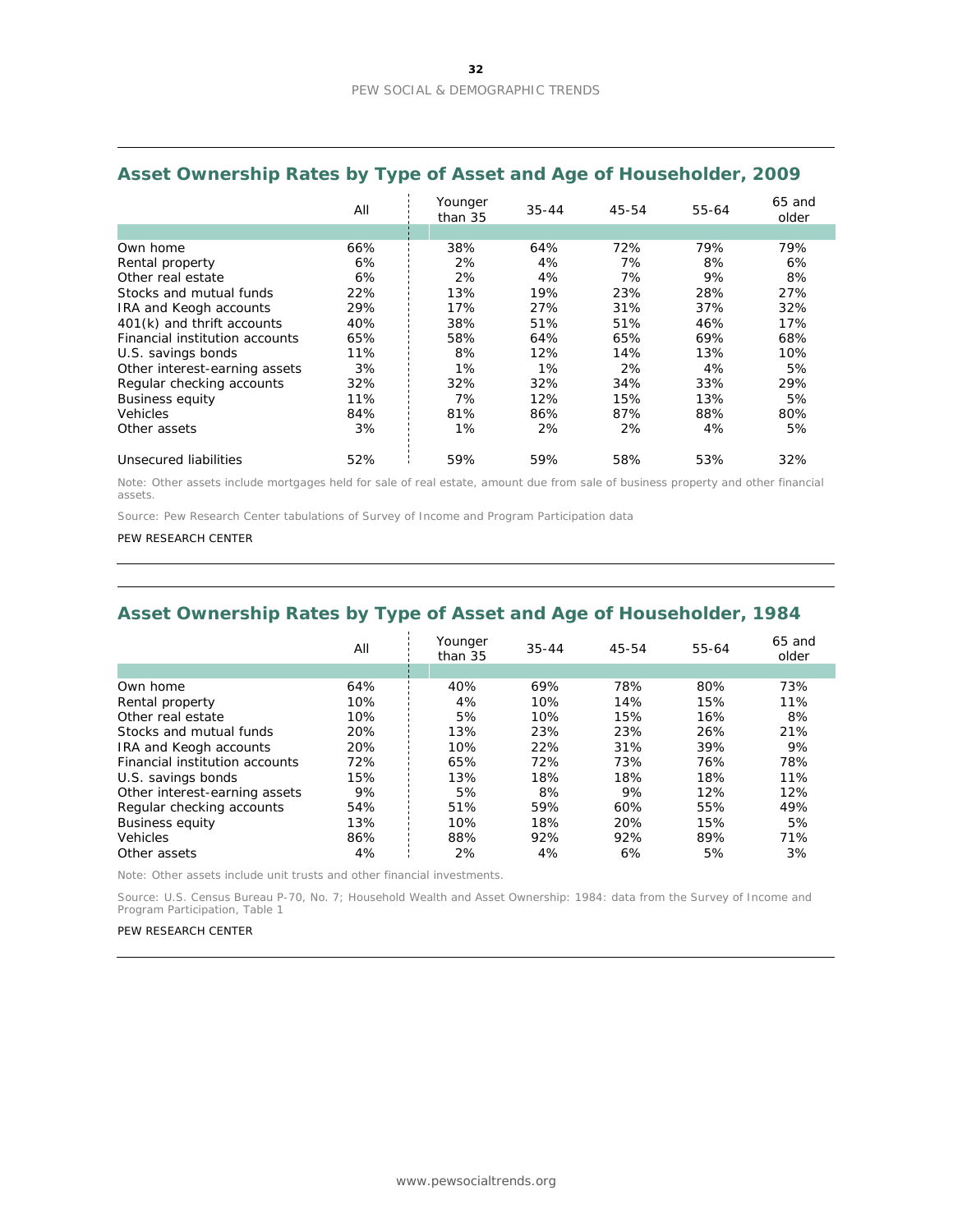## Asset Ownership Rates by Type of Asset and Age of Householder, 2009

| | All | Younger than 35 | 35-44 | 45-54 | 55-64 | 65 and older |
|---|---|---|---|---|---|---|
| Own home | 66% | 38% | 64% | 72% | 79% | 79% |
| Rental property | 6% | 2% | 4% | 7% | 8% | 6% |
| Other real estate | 6% | 2% | 4% | 7% | 9% | 8% |
| Stocks and mutual funds | 22% | 13% | 19% | 23% | 28% | 27% |
| IRA and Keogh accounts | 29% | 17% | 27% | 31% | 37% | 32% |
| 401(k) and thrift accounts | 40% | 38% | 51% | 51% | 46% | 17% |
| Financial institution accounts | 65% | 58% | 64% | 65% | 69% | 68% |
| U.S. savings bonds | 11% | 8% | 12% | 14% | 13% | 10% |
| Other interest-earning assets | 3% | 1% | 1% | 2% | 4% | 5% |
| Regular checking accounts | 32% | 32% | 32% | 34% | 33% | 29% |
| Business equity | 11% | 7% | 12% | 15% | 13% | 5% |
| Vehicles | 84% | 81% | 86% | 87% | 88% | 80% |
| Other assets | 3% | 1% | 2% | 2% | 4% | 5% |
| Unsecured liabilities | 52% | 59% | 59% | 58% | 53% | 32% |

Note: Other assets include mortgages held for sale of real estate, amount due from sale of business property and other financial assets.

Source: Pew Research Center tabulations of Survey of Income and Program Participation data

PEW RESEARCH CENTER

## Asset Ownership Rates by Type of Asset and Age of Householder, 1984

| | All | Younger than 35 | 35-44 | 45-54 | 55-64 | 65 and older |
|---|---|---|---|---|---|---|
| Own home | 64% | 40% | 69% | 78% | 80% | 73% |
| Rental property | 10% | 4% | 10% | 14% | 15% | 11% |
| Other real estate | 10% | 5% | 10% | 15% | 16% | 8% |
| Stocks and mutual funds | 20% | 13% | 23% | 23% | 26% | 21% |
| IRA and Keogh accounts | 20% | 10% | 22% | 31% | 39% | 9% |
| Financial institution accounts | 72% | 65% | 72% | 73% | 76% | 78% |
| U.S. savings bonds | 15% | 13% | 18% | 18% | 18% | 11% |
| Other interest-earning assets | 9% | 5% | 8% | 9% | 12% | 12% |
| Regular checking accounts | 54% | 51% | 59% | 60% | 55% | 49% |
| Business equity | 13% | 10% | 18% | 20% | 15% | 5% |
| Vehicles | 86% | 88% | 92% | 92% | 89% | 71% |
| Other assets | 4% | 2% | 4% | 6% | 5% | 3% |

Note: Other assets include unit trusts and other financial investments.

Source: U.S. Census Bureau P-70, No. 7; Household Wealth and Asset Ownership: 1984: data from the Survey of Income and Program Participation, Table 1

PEW RESEARCH CENTER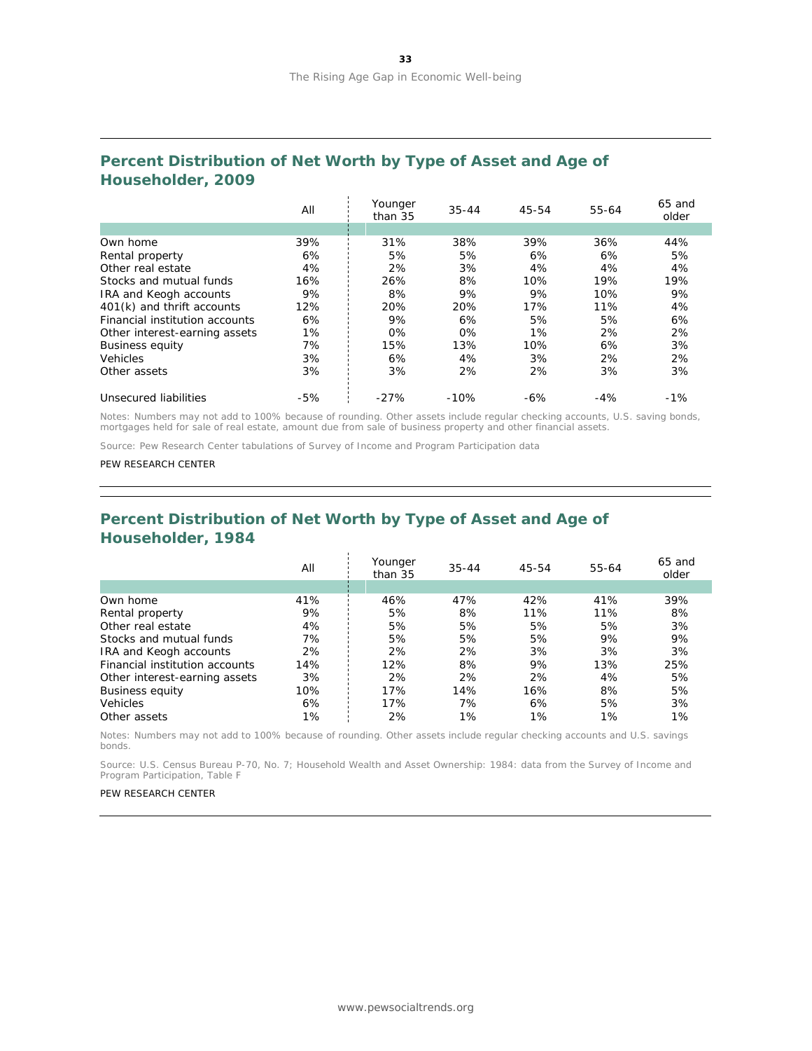## Percent Distribution of Net Worth by Type of Asset and Age of Householder, 2009

| | All | Younger than 35 | 35-44 | 45-54 | 55-64 | 65 and older |
|---|---|---|---|---|---|---|
| Own home | 39% | 31% | 38% | 39% | 36% | 44% |
| Rental property | 6% | 5% | 5% | 6% | 6% | 5% |
| Other real estate | 4% | 2% | 3% | 4% | 4% | 4% |
| Stocks and mutual funds | 16% | 26% | 8% | 10% | 19% | 19% |
| IRA and Keogh accounts | 9% | 8% | 9% | 9% | 10% | 9% |
| 401(k) and thrift accounts | 12% | 20% | 20% | 17% | 11% | 4% |
| Financial institution accounts | 6% | 9% | 6% | 5% | 5% | 6% |
| Other interest-earning assets | 1% | 0% | 0% | 1% | 2% | 2% |
| Business equity | 7% | 15% | 13% | 10% | 6% | 3% |
| Vehicles | 3% | 6% | 4% | 3% | 2% | 2% |
| Other assets | 3% | 3% | 2% | 2% | 3% | 3% |
| Unsecured liabilities | -5% | -27% | -10% | -6% | -4% | -1% |

Notes: Numbers may not add to 100% because of rounding. Other assets include regular checking accounts, U.S. saving bonds, mortgages held for sale of real estate, amount due from sale of business property and other financial assets.

Source: Pew Research Center tabulations of Survey of Income and Program Participation data

PEW RESEARCH CENTER

## Percent Distribution of Net Worth by Type of Asset and Age of Householder, 1984

| | All | Younger than 35 | 35-44 | 45-54 | 55-64 | 65 and older |
|---|---|---|---|---|---|---|
| Own home | 41% | 46% | 47% | 42% | 41% | 39% |
| Rental property | 9% | 5% | 8% | 11% | 11% | 8% |
| Other real estate | 4% | 5% | 5% | 5% | 5% | 3% |
| Stocks and mutual funds | 7% | 5% | 5% | 5% | 9% | 9% |
| IRA and Keogh accounts | 2% | 2% | 2% | 3% | 3% | 3% |
| Financial institution accounts | 14% | 12% | 8% | 9% | 13% | 25% |
| Other interest-earning assets | 3% | 2% | 2% | 2% | 4% | 5% |
| Business equity | 10% | 17% | 14% | 16% | 8% | 5% |
| Vehicles | 6% | 17% | 7% | 6% | 5% | 3% |
| Other assets | 1% | 2% | 1% | 1% | 1% | 1% |

Notes: Numbers may not add to 100% because of rounding. Other assets include regular checking accounts and U.S. savings bonds.

Source: U.S. Census Bureau P-70, No. 7; Household Wealth and Asset Ownership: 1984: data from the Survey of Income and Program Participation, Table F

PEW RESEARCH CENTER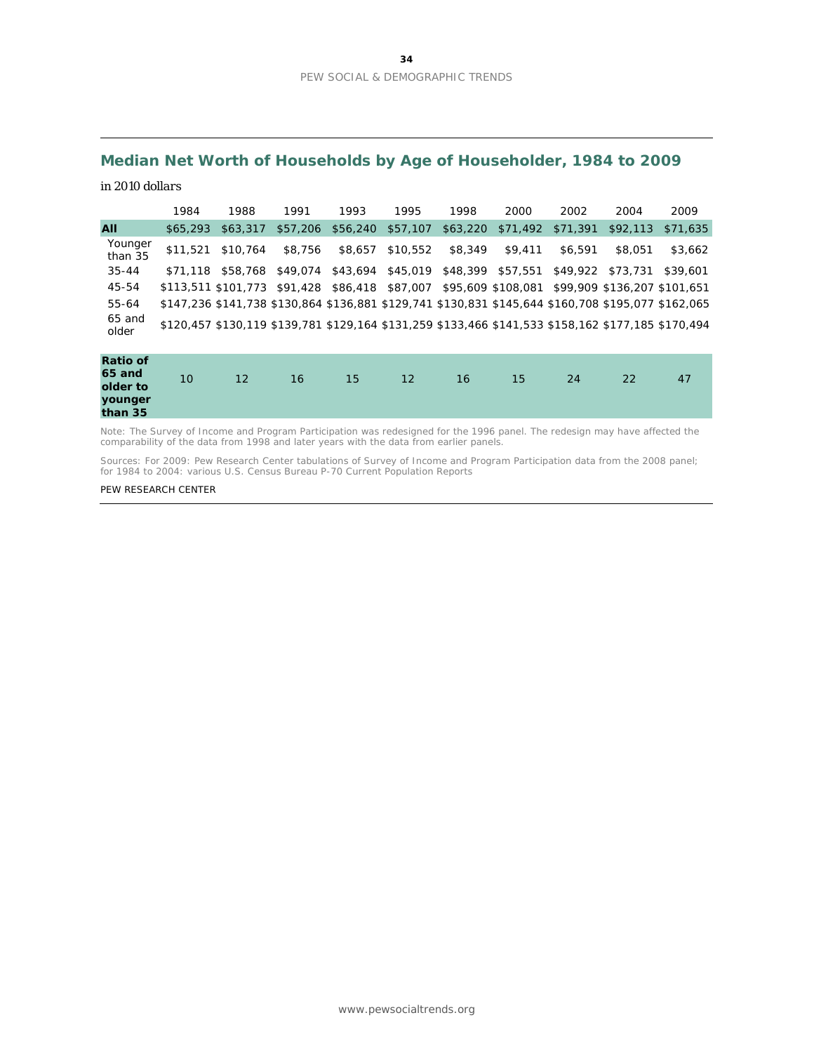## Median Net Worth of Households by Age of Householder, 1984 to 2009

*in 2010 dollars*

| | 1984 | 1988 | 1991 | 1993 | 1995 | 1998 | 2000 | 2002 | 2004 | 2009 |
|---|---|---|---|---|---|---|---|---|---|---|
| **All** | $65,293 | $63,317 | $57,206 | $56,240 | $57,107 | $63,220 | $71,492 | $71,391 | $92,113 | $71,635 |
| Younger than 35 | $11,521 | $10,764 | $8,756 | $8,657 | $10,552 | $8,349 | $9,411 | $6,591 | $8,051 | $3,662 |
| 35-44 | $71,118 | $58,768 | $49,074 | $43,694 | $45,019 | $48,399 | $57,551 | $49,922 | $73,731 | $39,601 |
| 45-54 | $113,511 | $101,773 | $91,428 | $86,418 | $87,007 | $95,609 | $108,081 | $99,909 | $136,207 | $101,651 |
| 55-64 | $147,236 | $141,738 | $130,864 | $136,881 | $129,741 | $130,831 | $145,644 | $160,708 | $195,077 | $162,065 |
| 65 and older | $120,457 | $130,119 | $139,781 | $129,164 | $131,259 | $133,466 | $141,533 | $158,162 | $177,185 | $170,494 |
| **Ratio of 65 and older to younger than 35** | 10 | 12 | 16 | 15 | 12 | 16 | 15 | 24 | 22 | 47 |

Note: The Survey of Income and Program Participation was redesigned for the 1996 panel. The redesign may have affected the comparability of the data from 1998 and later years with the data from earlier panels.

Sources: For 2009: Pew Research Center tabulations of Survey of Income and Program Participation data from the 2008 panel; for 1984 to 2004: various U.S. Census Bureau P-70 Current Population Reports

PEW RESEARCH CENTER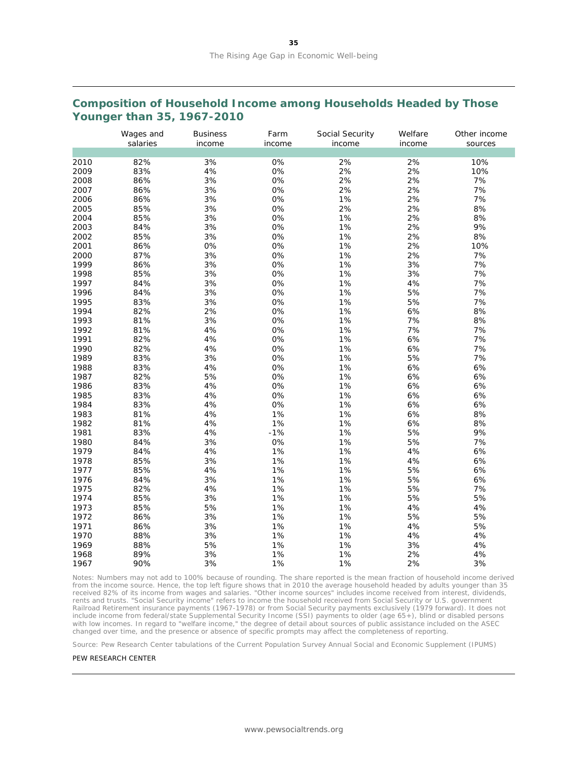## Composition of Household Income among Households Headed by Those Younger than 35, 1967-2010

| | Wages and salaries | Business income | Farm income | Social Security income | Welfare income | Other income sources |
|---|---|---|---|---|---|---|
| 2010 | 82% | 3% | 0% | 2% | 2% | 10% |
| 2009 | 83% | 4% | 0% | 2% | 2% | 10% |
| 2008 | 86% | 3% | 0% | 2% | 2% | 7% |
| 2007 | 86% | 3% | 0% | 2% | 2% | 7% |
| 2006 | 86% | 3% | 0% | 1% | 2% | 7% |
| 2005 | 85% | 3% | 0% | 2% | 2% | 8% |
| 2004 | 85% | 3% | 0% | 1% | 2% | 8% |
| 2003 | 84% | 3% | 0% | 1% | 2% | 9% |
| 2002 | 85% | 3% | 0% | 1% | 2% | 8% |
| 2001 | 86% | 0% | 0% | 1% | 2% | 10% |
| 2000 | 87% | 3% | 0% | 1% | 2% | 7% |
| 1999 | 86% | 3% | 0% | 1% | 3% | 7% |
| 1998 | 85% | 3% | 0% | 1% | 3% | 7% |
| 1997 | 84% | 3% | 0% | 1% | 4% | 7% |
| 1996 | 84% | 3% | 0% | 1% | 5% | 7% |
| 1995 | 83% | 3% | 0% | 1% | 5% | 7% |
| 1994 | 82% | 2% | 0% | 1% | 6% | 8% |
| 1993 | 81% | 3% | 0% | 1% | 7% | 8% |
| 1992 | 81% | 4% | 0% | 1% | 7% | 7% |
| 1991 | 82% | 4% | 0% | 1% | 6% | 7% |
| 1990 | 82% | 4% | 0% | 1% | 6% | 7% |
| 1989 | 83% | 3% | 0% | 1% | 5% | 7% |
| 1988 | 83% | 4% | 0% | 1% | 6% | 6% |
| 1987 | 82% | 5% | 0% | 1% | 6% | 6% |
| 1986 | 83% | 4% | 0% | 1% | 6% | 6% |
| 1985 | 83% | 4% | 0% | 1% | 6% | 6% |
| 1984 | 83% | 4% | 0% | 1% | 6% | 6% |
| 1983 | 81% | 4% | 1% | 1% | 6% | 8% |
| 1982 | 81% | 4% | 1% | 1% | 6% | 8% |
| 1981 | 83% | 4% | -1% | 1% | 5% | 9% |
| 1980 | 84% | 3% | 0% | 1% | 5% | 7% |
| 1979 | 84% | 4% | 1% | 1% | 4% | 6% |
| 1978 | 85% | 3% | 1% | 1% | 4% | 6% |
| 1977 | 85% | 4% | 1% | 1% | 5% | 6% |
| 1976 | 84% | 3% | 1% | 1% | 5% | 6% |
| 1975 | 82% | 4% | 1% | 1% | 5% | 7% |
| 1974 | 85% | 3% | 1% | 1% | 5% | 5% |
| 1973 | 85% | 5% | 1% | 1% | 4% | 4% |
| 1972 | 86% | 3% | 1% | 1% | 5% | 5% |
| 1971 | 86% | 3% | 1% | 1% | 4% | 5% |
| 1970 | 88% | 3% | 1% | 1% | 4% | 4% |
| 1969 | 88% | 5% | 1% | 1% | 3% | 4% |
| 1968 | 89% | 3% | 1% | 1% | 2% | 4% |
| 1967 | 90% | 3% | 1% | 1% | 2% | 3% |

Notes: Numbers may not add to 100% because of rounding. The share reported is the mean fraction of household income derived from the income source. Hence, the top left figure shows that in 2010 the average household headed by adults younger than 35 received 82% of its income from wages and salaries. "Other income sources" includes income received from interest, dividends, rents and trusts. "Social Security income" refers to income the household received from Social Security or U.S. government Railroad Retirement insurance payments (1967-1978) or from Social Security payments exclusively (1979 forward). It does not include income from federal/state Supplemental Security Income (SSI) payments to older (age 65+), blind or disabled persons with low incomes. In regard to "welfare income," the degree of detail about sources of public assistance included on the ASEC changed over time, and the presence or absence of specific prompts may affect the completeness of reporting.

Source: Pew Research Center tabulations of the Current Population Survey Annual Social and Economic Supplement (IPUMS)

PEW RESEARCH CENTER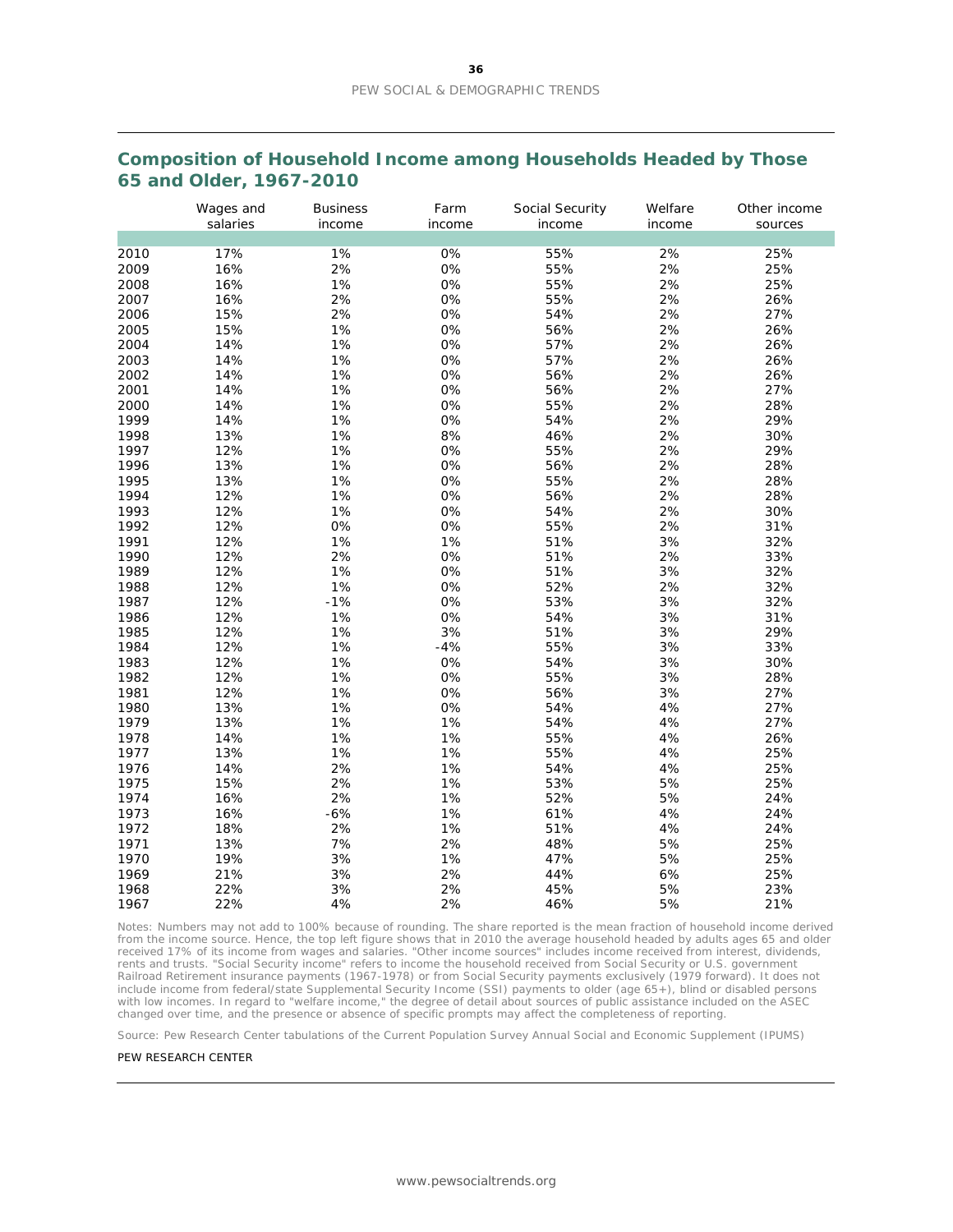## Composition of Household Income among Households Headed by Those 65 and Older, 1967-2010

| | Wages and salaries | Business income | Farm income | Social Security income | Welfare income | Other income sources |
|---|---|---|---|---|---|---|
| 2010 | 17% | 1% | 0% | 55% | 2% | 25% |
| 2009 | 16% | 2% | 0% | 55% | 2% | 25% |
| 2008 | 16% | 1% | 0% | 55% | 2% | 25% |
| 2007 | 16% | 2% | 0% | 55% | 2% | 26% |
| 2006 | 15% | 2% | 0% | 54% | 2% | 27% |
| 2005 | 15% | 1% | 0% | 56% | 2% | 26% |
| 2004 | 14% | 1% | 0% | 57% | 2% | 26% |
| 2003 | 14% | 1% | 0% | 57% | 2% | 26% |
| 2002 | 14% | 1% | 0% | 56% | 2% | 26% |
| 2001 | 14% | 1% | 0% | 56% | 2% | 27% |
| 2000 | 14% | 1% | 0% | 55% | 2% | 28% |
| 1999 | 14% | 1% | 0% | 54% | 2% | 29% |
| 1998 | 13% | 1% | 8% | 46% | 2% | 30% |
| 1997 | 12% | 1% | 0% | 55% | 2% | 29% |
| 1996 | 13% | 1% | 0% | 56% | 2% | 28% |
| 1995 | 13% | 1% | 0% | 55% | 2% | 28% |
| 1994 | 12% | 1% | 0% | 56% | 2% | 28% |
| 1993 | 12% | 1% | 0% | 54% | 2% | 30% |
| 1992 | 12% | 0% | 0% | 55% | 2% | 31% |
| 1991 | 12% | 1% | 1% | 51% | 3% | 32% |
| 1990 | 12% | 2% | 0% | 51% | 2% | 33% |
| 1989 | 12% | 1% | 0% | 51% | 3% | 32% |
| 1988 | 12% | 1% | 0% | 52% | 2% | 32% |
| 1987 | 12% | -1% | 0% | 53% | 3% | 32% |
| 1986 | 12% | 1% | 0% | 54% | 3% | 31% |
| 1985 | 12% | 1% | 3% | 51% | 3% | 29% |
| 1984 | 12% | 1% | -4% | 55% | 3% | 33% |
| 1983 | 12% | 1% | 0% | 54% | 3% | 30% |
| 1982 | 12% | 1% | 0% | 55% | 3% | 28% |
| 1981 | 12% | 1% | 0% | 56% | 3% | 27% |
| 1980 | 13% | 1% | 0% | 54% | 4% | 27% |
| 1979 | 13% | 1% | 1% | 54% | 4% | 27% |
| 1978 | 14% | 1% | 1% | 55% | 4% | 26% |
| 1977 | 13% | 1% | 1% | 55% | 4% | 25% |
| 1976 | 14% | 2% | 1% | 54% | 4% | 25% |
| 1975 | 15% | 2% | 1% | 53% | 5% | 25% |
| 1974 | 16% | 2% | 1% | 52% | 5% | 24% |
| 1973 | 16% | -6% | 1% | 61% | 4% | 24% |
| 1972 | 18% | 2% | 1% | 51% | 4% | 24% |
| 1971 | 13% | 7% | 2% | 48% | 5% | 25% |
| 1970 | 19% | 3% | 1% | 47% | 5% | 25% |
| 1969 | 21% | 3% | 2% | 44% | 6% | 25% |
| 1968 | 22% | 3% | 2% | 45% | 5% | 23% |
| 1967 | 22% | 4% | 2% | 46% | 5% | 21% |

Notes: Numbers may not add to 100% because of rounding. The share reported is the mean fraction of household income derived from the income source. Hence, the top left figure shows that in 2010 the average household headed by adults ages 65 and older received 17% of its income from wages and salaries. "Other income sources" includes income received from interest, dividends, rents and trusts. "Social Security income" refers to income the household received from Social Security or U.S. government Railroad Retirement insurance payments (1967-1978) or from Social Security payments exclusively (1979 forward). It does not include income from federal/state Supplemental Security Income (SSI) payments to older (age 65+), blind or disabled persons with low incomes. In regard to "welfare income," the degree of detail about sources of public assistance included on the ASEC changed over time, and the presence or absence of specific prompts may affect the completeness of reporting.

Source: Pew Research Center tabulations of the Current Population Survey Annual Social and Economic Supplement (IPUMS)

PEW RESEARCH CENTER